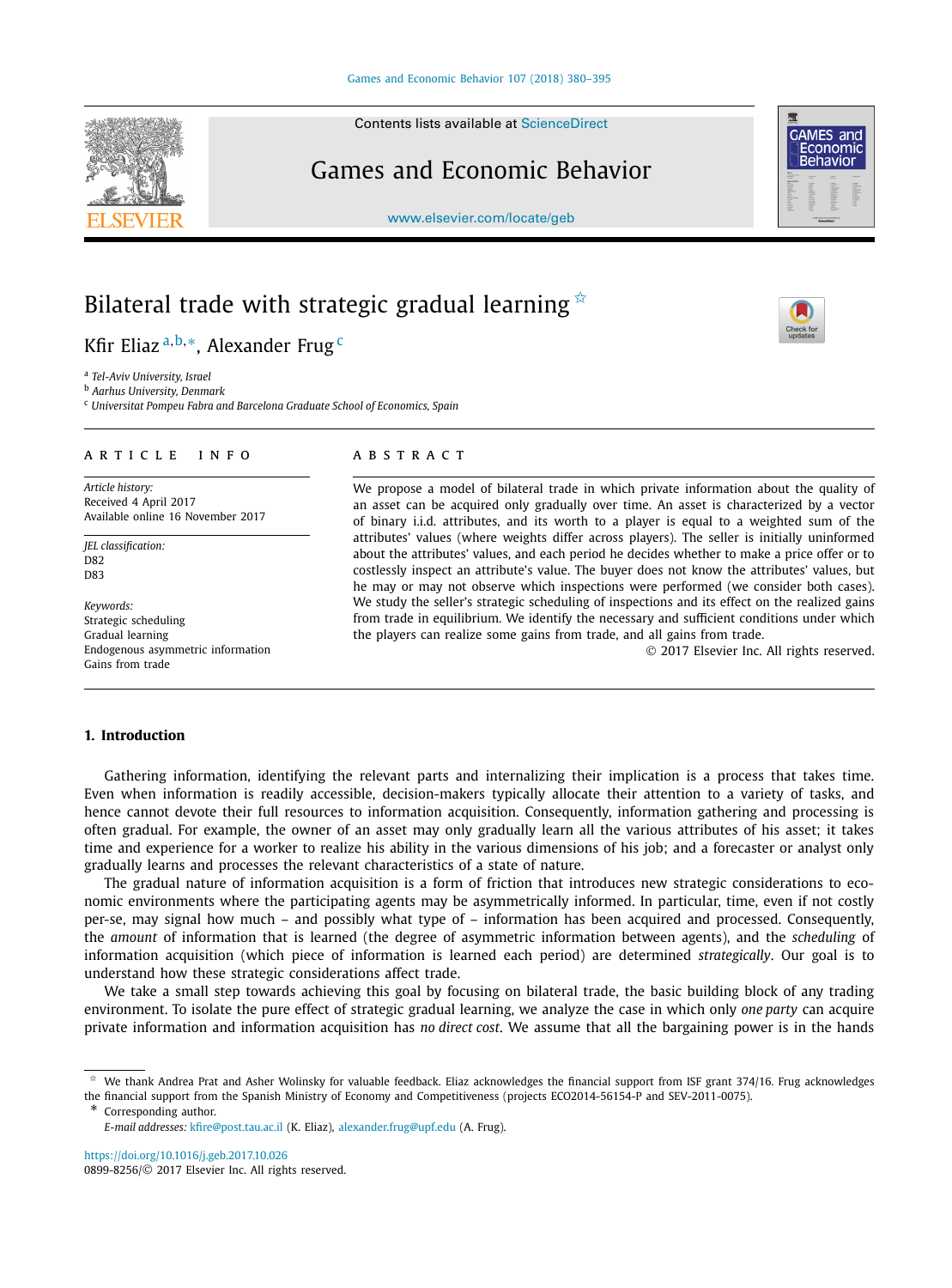# Bilateral trade with strategic gradual learning ☆

Kfir Eliaz [a,b,*], Alexander Frug [c]

[a] Tel-Aviv University, Israel
[b] Aarhus University, Denmark
[c] Universitat Pompeu Fabra and Barcelona Graduate School of Economics, Spain

**ARTICLE INFO**

*Article history:*
Received 4 April 2017
Available online 16 November 2017

*JEL classification:*
D82
D83

*Keywords:*
Strategic scheduling
Gradual learning
Endogenous asymmetric information
Gains from trade

**ABSTRACT**

We propose a model of bilateral trade in which private information about the quality of an asset can be acquired only gradually over time. An asset is characterized by a vector of binary i.i.d. attributes, and its worth to a player is equal to a weighted sum of the attributes' values (where weights differ across players). The seller is initially uninformed about the attributes' values, and each period he decides whether to make a price offer or to costlessly inspect an attribute's value. The buyer does not know the attributes' values, but he may or may not observe which inspections were performed (we consider both cases). We study the seller's strategic scheduling of inspections and its effect on the realized gains from trade in equilibrium. We identify the necessary and sufficient conditions under which the players can realize some gains from trade, and all gains from trade.

© 2017 Elsevier Inc. All rights reserved.

## 1. Introduction

Gathering information, identifying the relevant parts and internalizing their implication is a process that takes time. Even when information is readily accessible, decision-makers typically allocate their attention to a variety of tasks, and hence cannot devote their full resources to information acquisition. Consequently, information gathering and processing is often gradual. For example, the owner of an asset may only gradually learn all the various attributes of his asset; it takes time and experience for a worker to realize his ability in the various dimensions of his job; and a forecaster or analyst only gradually learns and processes the relevant characteristics of a state of nature.

The gradual nature of information acquisition is a form of friction that introduces new strategic considerations to economic environments where the participating agents may be asymmetrically informed. In particular, time, even if not costly per-se, may signal how much – and possibly what type of – information has been acquired and processed. Consequently, the *amount* of information that is learned (the degree of asymmetric information between agents), and the *scheduling* of information acquisition (which piece of information is learned each period) are determined *strategically*. Our goal is to understand how these strategic considerations affect trade.

We take a small step towards achieving this goal by focusing on bilateral trade, the basic building block of any trading environment. To isolate the pure effect of strategic gradual learning, we analyze the case in which only *one party* can acquire private information and information acquisition has *no direct cost*. We assume that all the bargaining power is in the hands

---

☆ We thank Andrea Prat and Asher Wolinsky for valuable feedback. Eliaz acknowledges the financial support from ISF grant 374/16. Frug acknowledges the financial support from the Spanish Ministry of Economy and Competitiveness (projects ECO2014-56154-P and SEV-2011-0075).

\* Corresponding author.
*E-mail addresses:* kfire@post.tau.ac.il (K. Eliaz), alexander.frug@upf.edu (A. Frug).

https://doi.org/10.1016/j.geb.2017.10.026
0899-8256/© 2017 Elsevier Inc. All rights reserved.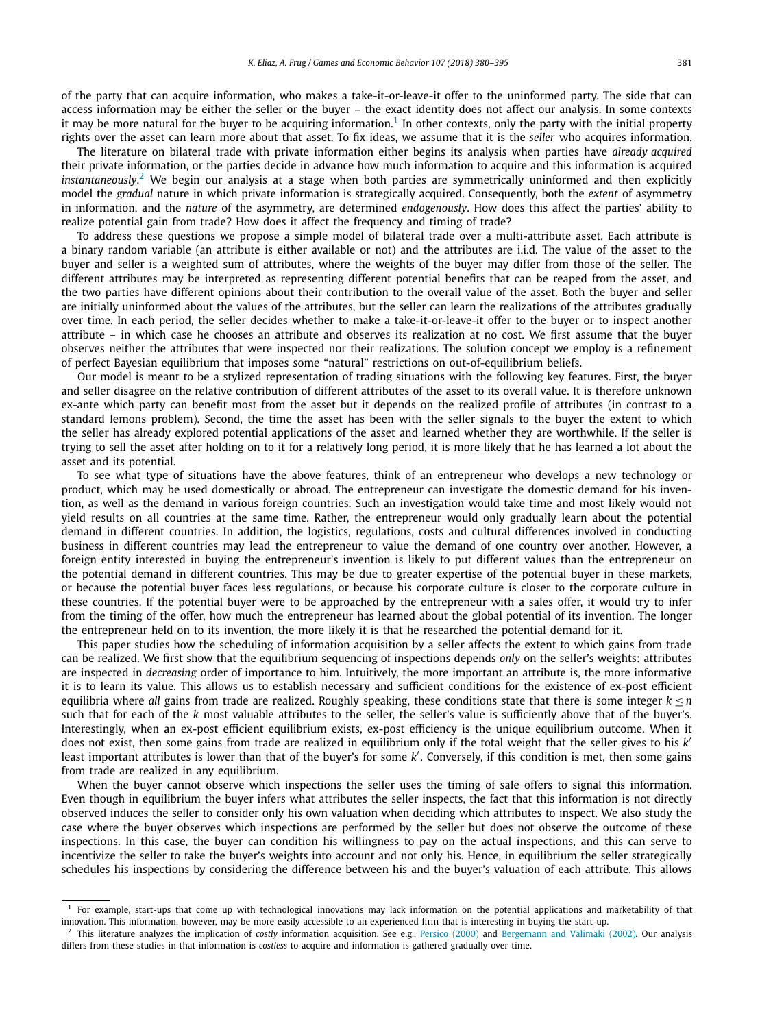of the party that can acquire information, who makes a take-it-or-leave-it offer to the uninformed party. The side that can access information may be either the seller or the buyer – the exact identity does not affect our analysis. In some contexts it may be more natural for the buyer to be acquiring information.[1] In other contexts, only the party with the initial property rights over the asset can learn more about that asset. To fix ideas, we assume that it is the *seller* who acquires information.

The literature on bilateral trade with private information either begins its analysis when parties have *already acquired* their private information, or the parties decide in advance how much information to acquire and this information is acquired *instantaneously*.[2] We begin our analysis at a stage when both parties are symmetrically uninformed and then explicitly model the *gradual* nature in which private information is strategically acquired. Consequently, both the *extent* of asymmetry in information, and the *nature* of the asymmetry, are determined *endogenously*. How does this affect the parties' ability to realize potential gain from trade? How does it affect the frequency and timing of trade?

To address these questions we propose a simple model of bilateral trade over a multi-attribute asset. Each attribute is a binary random variable (an attribute is either available or not) and the attributes are i.i.d. The value of the asset to the buyer and seller is a weighted sum of attributes, where the weights of the buyer may differ from those of the seller. The different attributes may be interpreted as representing different potential benefits that can be reaped from the asset, and the two parties have different opinions about their contribution to the overall value of the asset. Both the buyer and seller are initially uninformed about the values of the attributes, but the seller can learn the realizations of the attributes gradually over time. In each period, the seller decides whether to make a take-it-or-leave-it offer to the buyer or to inspect another attribute – in which case he chooses an attribute and observes its realization at no cost. We first assume that the buyer observes neither the attributes that were inspected nor their realizations. The solution concept we employ is a refinement of perfect Bayesian equilibrium that imposes some "natural" restrictions on out-of-equilibrium beliefs.

Our model is meant to be a stylized representation of trading situations with the following key features. First, the buyer and seller disagree on the relative contribution of different attributes of the asset to its overall value. It is therefore unknown ex-ante which party can benefit most from the asset but it depends on the realized profile of attributes (in contrast to a standard lemons problem). Second, the time the asset has been with the seller signals to the buyer the extent to which the seller has already explored potential applications of the asset and learned whether they are worthwhile. If the seller is trying to sell the asset after holding on to it for a relatively long period, it is more likely that he has learned a lot about the asset and its potential.

To see what type of situations have the above features, think of an entrepreneur who develops a new technology or product, which may be used domestically or abroad. The entrepreneur can investigate the domestic demand for his invention, as well as the demand in various foreign countries. Such an investigation would take time and most likely would not yield results on all countries at the same time. Rather, the entrepreneur would only gradually learn about the potential demand in different countries. In addition, the logistics, regulations, costs and cultural differences involved in conducting business in different countries may lead the entrepreneur to value the demand of one country over another. However, a foreign entity interested in buying the entrepreneur's invention is likely to put different values than the entrepreneur on the potential demand in different countries. This may be due to greater expertise of the potential buyer in these markets, or because the potential buyer faces less regulations, or because his corporate culture is closer to the corporate culture in these countries. If the potential buyer were to be approached by the entrepreneur with a sales offer, it would try to infer from the timing of the offer, how much the entrepreneur has learned about the global potential of its invention. The longer the entrepreneur held on to its invention, the more likely it is that he researched the potential demand for it.

This paper studies how the scheduling of information acquisition by a seller affects the extent to which gains from trade can be realized. We first show that the equilibrium sequencing of inspections depends *only* on the seller's weights: attributes are inspected in *decreasing* order of importance to him. Intuitively, the more important an attribute is, the more informative it is to learn its value. This allows us to establish necessary and sufficient conditions for the existence of ex-post efficient equilibria where *all* gains from trade are realized. Roughly speaking, these conditions state that there is some integer $k \leq n$ such that for each of the $k$ most valuable attributes to the seller, the seller's value is sufficiently above that of the buyer's. Interestingly, when an ex-post efficient equilibrium exists, ex-post efficiency is the unique equilibrium outcome. When it does not exist, then some gains from trade are realized in equilibrium only if the total weight that the seller gives to his $k'$ least important attributes is lower than that of the buyer's for some $k'$. Conversely, if this condition is met, then some gains from trade are realized in any equilibrium.

When the buyer cannot observe which inspections the seller uses the timing of sale offers to signal this information. Even though in equilibrium the buyer infers what attributes the seller inspects, the fact that this information is not directly observed induces the seller to consider only his own valuation when deciding which attributes to inspect. We also study the case where the buyer observes which inspections are performed by the seller but does not observe the outcome of these inspections. In this case, the buyer can condition his willingness to pay on the actual inspections, and this can serve to incentivize the seller to take the buyer's weights into account and not only his. Hence, in equilibrium the seller strategically schedules his inspections by considering the difference between his and the buyer's valuation of each attribute. This allows

[1] For example, start-ups that come up with technological innovations may lack information on the potential applications and marketability of that innovation. This information, however, may be more easily accessible to an experienced firm that is interesting in buying the start-up.

[2] This literature analyzes the implication of *costly* information acquisition. See e.g., Persico (2000) and Bergemann and Välimäki (2002). Our analysis differs from these studies in that information is *costless* to acquire and information is gathered gradually over time.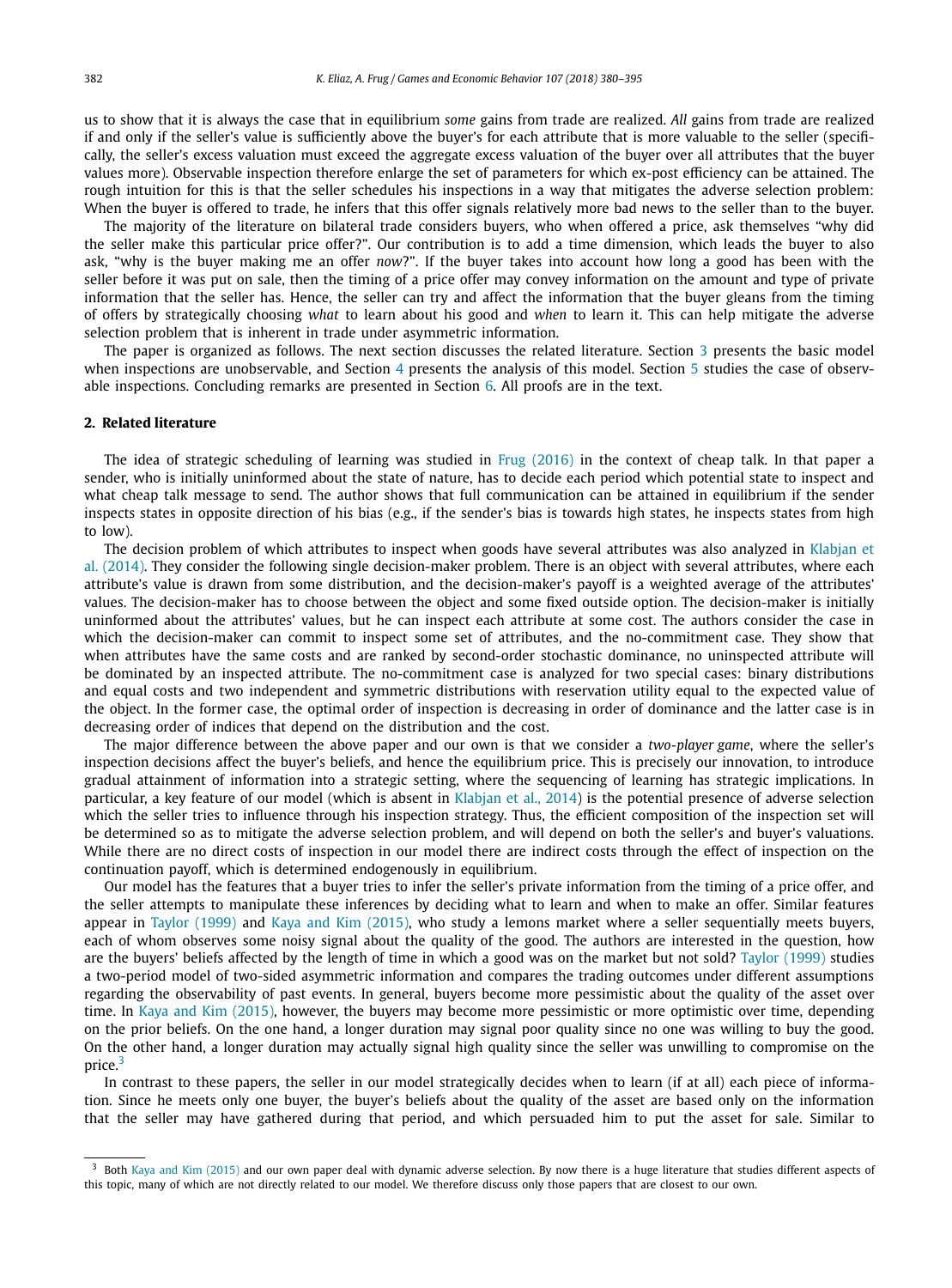us to show that it is always the case that in equilibrium *some* gains from trade are realized. *All* gains from trade are realized if and only if the seller's value is sufficiently above the buyer's for each attribute that is more valuable to the seller (specifically, the seller's excess valuation must exceed the aggregate excess valuation of the buyer over all attributes that the buyer values more). Observable inspection therefore enlarge the set of parameters for which ex-post efficiency can be attained. The rough intuition for this is that the seller schedules his inspections in a way that mitigates the adverse selection problem: When the buyer is offered to trade, he infers that this offer signals relatively more bad news to the seller than to the buyer.

The majority of the literature on bilateral trade considers buyers, who when offered a price, ask themselves "why did the seller make this particular price offer?". Our contribution is to add a time dimension, which leads the buyer to also ask, "why is the buyer making me an offer *now*?". If the buyer takes into account how long a good has been with the seller before it was put on sale, then the timing of a price offer may convey information on the amount and type of private information that the seller has. Hence, the seller can try and affect the information that the buyer gleans from the timing of offers by strategically choosing *what* to learn about his good and *when* to learn it. This can help mitigate the adverse selection problem that is inherent in trade under asymmetric information.

The paper is organized as follows. The next section discusses the related literature. Section 3 presents the basic model when inspections are unobservable, and Section 4 presents the analysis of this model. Section 5 studies the case of observable inspections. Concluding remarks are presented in Section 6. All proofs are in the text.

## 2. Related literature

The idea of strategic scheduling of learning was studied in Frug (2016) in the context of cheap talk. In that paper a sender, who is initially uninformed about the state of nature, has to decide each period which potential state to inspect and what cheap talk message to send. The author shows that full communication can be attained in equilibrium if the sender inspects states in opposite direction of his bias (e.g., if the sender's bias is towards high states, he inspects states from high to low).

The decision problem of which attributes to inspect when goods have several attributes was also analyzed in Klabjan et al. (2014). They consider the following single decision-maker problem. There is an object with several attributes, where each attribute's value is drawn from some distribution, and the decision-maker's payoff is a weighted average of the attributes' values. The decision-maker has to choose between the object and some fixed outside option. The decision-maker is initially uninformed about the attributes' values, but he can inspect each attribute at some cost. The authors consider the case in which the decision-maker can commit to inspect some set of attributes, and the no-commitment case. They show that when attributes have the same costs and are ranked by second-order stochastic dominance, no uninspected attribute will be dominated by an inspected attribute. The no-commitment case is analyzed for two special cases: binary distributions and equal costs and two independent and symmetric distributions with reservation utility equal to the expected value of the object. In the former case, the optimal order of inspection is decreasing in order of dominance and the latter case is in decreasing order of indices that depend on the distribution and the cost.

The major difference between the above paper and our own is that we consider a *two-player game*, where the seller's inspection decisions affect the buyer's beliefs, and hence the equilibrium price. This is precisely our innovation, to introduce gradual attainment of information into a strategic setting, where the sequencing of learning has strategic implications. In particular, a key feature of our model (which is absent in Klabjan et al., 2014) is the potential presence of adverse selection which the seller tries to influence through his inspection strategy. Thus, the efficient composition of the inspection set will be determined so as to mitigate the adverse selection problem, and will depend on both the seller's and buyer's valuations. While there are no direct costs of inspection in our model there are indirect costs through the effect of inspection on the continuation payoff, which is determined endogenously in equilibrium.

Our model has the features that a buyer tries to infer the seller's private information from the timing of a price offer, and the seller attempts to manipulate these inferences by deciding what to learn and when to make an offer. Similar features appear in Taylor (1999) and Kaya and Kim (2015), who study a lemons market where a seller sequentially meets buyers, each of whom observes some noisy signal about the quality of the good. The authors are interested in the question, how are the buyers' beliefs affected by the length of time in which a good was on the market but not sold? Taylor (1999) studies a two-period model of two-sided asymmetric information and compares the trading outcomes under different assumptions regarding the observability of past events. In general, buyers become more pessimistic about the quality of the asset over time. In Kaya and Kim (2015), however, the buyers may become more pessimistic or more optimistic over time, depending on the prior beliefs. On the one hand, a longer duration may signal poor quality since no one was willing to buy the good. On the other hand, a longer duration may actually signal high quality since the seller was unwilling to compromise on the price.[3]

In contrast to these papers, the seller in our model strategically decides when to learn (if at all) each piece of information. Since he meets only one buyer, the buyer's beliefs about the quality of the asset are based only on the information that the seller may have gathered during that period, and which persuaded him to put the asset for sale. Similar to

[3] Both Kaya and Kim (2015) and our own paper deal with dynamic adverse selection. By now there is a huge literature that studies different aspects of this topic, many of which are not directly related to our model. We therefore discuss only those papers that are closest to our own.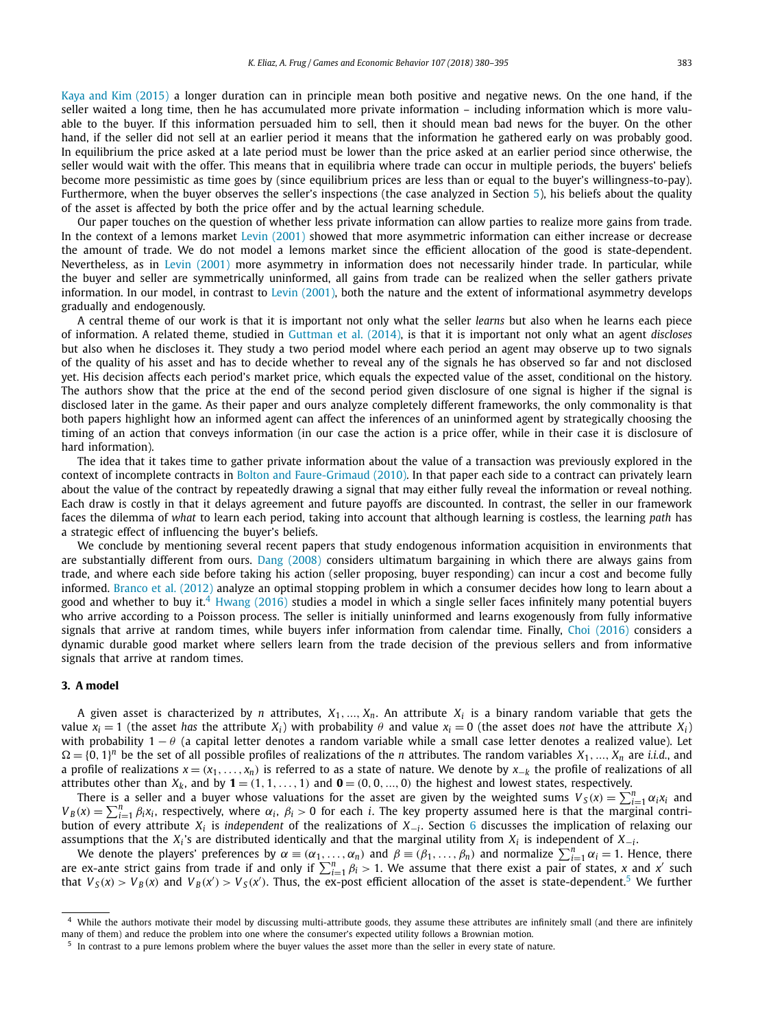Kaya and Kim (2015) a longer duration can in principle mean both positive and negative news. On the one hand, if the seller waited a long time, then he has accumulated more private information – including information which is more valuable to the buyer. If this information persuaded him to sell, then it should mean bad news for the buyer. On the other hand, if the seller did not sell at an earlier period it means that the information he gathered early on was probably good. In equilibrium the price asked at a late period must be lower than the price asked at an earlier period since otherwise, the seller would wait with the offer. This means that in equilibria where trade can occur in multiple periods, the buyers' beliefs become more pessimistic as time goes by (since equilibrium prices are less than or equal to the buyer's willingness-to-pay). Furthermore, when the buyer observes the seller's inspections (the case analyzed in Section 5), his beliefs about the quality of the asset is affected by both the price offer and by the actual learning schedule.

Our paper touches on the question of whether less private information can allow parties to realize more gains from trade. In the context of a lemons market Levin (2001) showed that more asymmetric information can either increase or decrease the amount of trade. We do not model a lemons market since the efficient allocation of the good is state-dependent. Nevertheless, as in Levin (2001) more asymmetry in information does not necessarily hinder trade. In particular, while the buyer and seller are symmetrically uninformed, all gains from trade can be realized when the seller gathers private information. In our model, in contrast to Levin (2001), both the nature and the extent of informational asymmetry develops gradually and endogenously.

A central theme of our work is that it is important not only what the seller *learns* but also when he learns each piece of information. A related theme, studied in Guttman et al. (2014), is that it is important not only what an agent *discloses* but also when he discloses it. They study a two period model where each period an agent may observe up to two signals of the quality of his asset and has to decide whether to reveal any of the signals he has observed so far and not disclosed yet. His decision affects each period's market price, which equals the expected value of the asset, conditional on the history. The authors show that the price at the end of the second period given disclosure of one signal is higher if the signal is disclosed later in the game. As their paper and ours analyze completely different frameworks, the only commonality is that both papers highlight how an informed agent can affect the inferences of an uninformed agent by strategically choosing the timing of an action that conveys information (in our case the action is a price offer, while in their case it is disclosure of hard information).

The idea that it takes time to gather private information about the value of a transaction was previously explored in the context of incomplete contracts in Bolton and Faure-Grimaud (2010). In that paper each side to a contract can privately learn about the value of the contract by repeatedly drawing a signal that may either fully reveal the information or reveal nothing. Each draw is costly in that it delays agreement and future payoffs are discounted. In contrast, the seller in our framework faces the dilemma of *what* to learn each period, taking into account that although learning is costless, the learning *path* has a strategic effect of influencing the buyer's beliefs.

We conclude by mentioning several recent papers that study endogenous information acquisition in environments that are substantially different from ours. Dang (2008) considers ultimatum bargaining in which there are always gains from trade, and where each side before taking his action (seller proposing, buyer responding) can incur a cost and become fully informed. Branco et al. (2012) analyze an optimal stopping problem in which a consumer decides how long to learn about a good and whether to buy it.[4] Hwang (2016) studies a model in which a single seller faces infinitely many potential buyers who arrive according to a Poisson process. The seller is initially uninformed and learns exogenously from fully informative signals that arrive at random times, while buyers infer information from calendar time. Finally, Choi (2016) considers a dynamic durable good market where sellers learn from the trade decision of the previous sellers and from informative signals that arrive at random times.

## 3. A model

A given asset is characterized by $n$ attributes, $X_1, \ldots, X_n$. An attribute $X_i$ is a binary random variable that gets the value $x_i = 1$ (the asset *has* the attribute $X_i$) with probability $\theta$ and value $x_i = 0$ (the asset does *not* have the attribute $X_i$) with probability $1-\theta$ (a capital letter denotes a random variable while a small case letter denotes a realized value). Let $\Omega = \{0, 1\}^n$ be the set of all possible profiles of realizations of the $n$ attributes. The random variables $X_1, \ldots, X_n$ are *i.i.d.*, and a profile of realizations $x = (x_1, \ldots, x_n)$ is referred to as a state of nature. We denote by $x_{-k}$ the profile of realizations of all attributes other than $X_k$, and by $\mathbf{1} = (1, 1, \ldots, 1)$ and $\mathbf{0} = (0, 0, \ldots, 0)$ the highest and lowest states, respectively.

There is a seller and a buyer whose valuations for the asset are given by the weighted sums $V_S(x) = \sum_{i=1}^n \alpha_i x_i$ and $V_B(x) = \sum_{i=1}^n \beta_i x_i$, respectively, where $\alpha_i, \beta_i > 0$ for each $i$. The key property assumed here is that the marginal contribution of every attribute $X_i$ is *independent* of the realizations of $X_{-i}$. Section 6 discusses the implication of relaxing our assumptions that the $X_i$'s are distributed identically and that the marginal utility from $X_i$ is independent of $X_{-i}$.

We denote the players' preferences by $\alpha \equiv (\alpha_1, \ldots, \alpha_n)$ and $\beta \equiv (\beta_1, \ldots, \beta_n)$ and normalize $\sum_{i=1}^n \alpha_i = 1$. Hence, there are ex-ante strict gains from trade if and only if $\sum_{i=1}^n \beta_i > 1$. We assume that there exist a pair of states, $x$ and $x'$ such that $V_S(x) > V_B(x)$ and $V_B(x') > V_S(x')$. Thus, the ex-post efficient allocation of the asset is state-dependent.[5] We further

[4] While the authors motivate their model by discussing multi-attribute goods, they assume these attributes are infinitely small (and there are infinitely many of them) and reduce the problem into one where the consumer's expected utility follows a Brownian motion.

[5] In contrast to a pure lemons problem where the buyer values the asset more than the seller in every state of nature.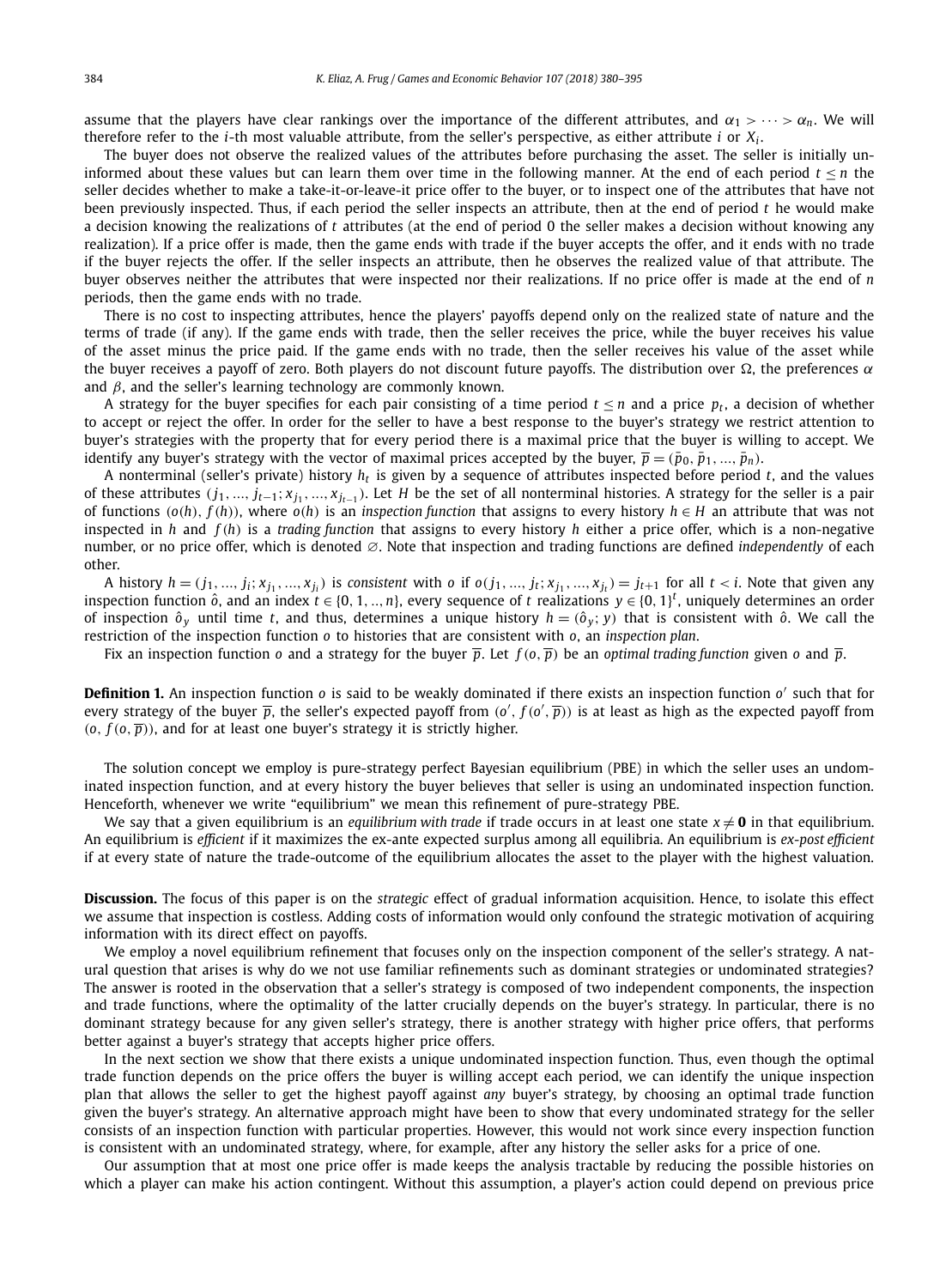assume that the players have clear rankings over the importance of the different attributes, and $\alpha_1 > \cdots > \alpha_n$. We will therefore refer to the $i$-th most valuable attribute, from the seller's perspective, as either attribute $i$ or $X_i$.

The buyer does not observe the realized values of the attributes before purchasing the asset. The seller is initially uninformed about these values but can learn them over time in the following manner. At the end of each period $t \leq n$ the seller decides whether to make a take-it-or-leave-it price offer to the buyer, or to inspect one of the attributes that have not been previously inspected. Thus, if each period the seller inspects an attribute, then at the end of period $t$ he would make a decision knowing the realizations of $t$ attributes (at the end of period 0 the seller makes a decision without knowing any realization). If a price offer is made, then the game ends with trade if the buyer accepts the offer, and it ends with no trade if the buyer rejects the offer. If the seller inspects an attribute, then he observes the realized value of that attribute. The buyer observes neither the attributes that were inspected nor their realizations. If no price offer is made at the end of $n$ periods, then the game ends with no trade.

There is no cost to inspecting attributes, hence the players' payoffs depend only on the realized state of nature and the terms of trade (if any). If the game ends with trade, then the seller receives the price, while the buyer receives his value of the asset minus the price paid. If the game ends with no trade, then the seller receives his value of the asset while the buyer receives a payoff of zero. Both players do not discount future payoffs. The distribution over $\Omega$, the preferences $\alpha$ and $\beta$, and the seller's learning technology are commonly known.

A strategy for the buyer specifies for each pair consisting of a time period $t \leq n$ and a price $p_t$, a decision of whether to accept or reject the offer. In order for the seller to have a best response to the buyer's strategy we restrict attention to buyer's strategies with the property that for every period there is a maximal price that the buyer is willing to accept. We identify any buyer's strategy with the vector of maximal prices accepted by the buyer, $\overline{p} = (\bar{p}_0, \bar{p}_1, ..., \bar{p}_n)$.

A nonterminal (seller's private) history $h_t$ is given by a sequence of attributes inspected before period $t$, and the values of these attributes $(j_1, ..., j_{t-1}; x_{j_1}, ..., x_{j_{t-1}})$. Let $H$ be the set of all nonterminal histories. A strategy for the seller is a pair of functions $(o(h), f(h))$, where $o(h)$ is an *inspection function* that assigns to every history $h \in H$ an attribute that was not inspected in $h$ and $f(h)$ is a *trading function* that assigns to every history $h$ either a price offer, which is a non-negative number, or no price offer, which is denoted $\varnothing$. Note that inspection and trading functions are defined *independently* of each other.

A history $h = (j_1, ..., j_i; x_{j_1}, ..., x_{j_i})$ is *consistent* with $o$ if $o(j_1, ..., j_t; x_{j_1}, ..., x_{j_t}) = j_{t+1}$ for all $t < i$. Note that given any inspection function $\hat{o}$, and an index $t \in \{0, 1, .., n\}$, every sequence of $t$ realizations $y \in \{0, 1\}^t$, uniquely determines an order of inspection $\hat{o}_y$ until time $t$, and thus, determines a unique history $h = (\hat{o}_y; y)$ that is consistent with $\hat{o}$. We call the restriction of the inspection function $o$ to histories that are consistent with $o$, an *inspection plan*.

Fix an inspection function $o$ and a strategy for the buyer $\overline{p}$. Let $f(o, \overline{p})$ be an *optimal trading function* given $o$ and $\overline{p}$.

**Definition 1.** An inspection function $o$ is said to be weakly dominated if there exists an inspection function $o'$ such that for every strategy of the buyer $\overline{p}$, the seller's expected payoff from $(o', f(o', \overline{p}))$ is at least as high as the expected payoff from $(o, f(o, \overline{p}))$, and for at least one buyer's strategy it is strictly higher.

The solution concept we employ is pure-strategy perfect Bayesian equilibrium (PBE) in which the seller uses an undominated inspection function, and at every history the buyer believes that seller is using an undominated inspection function. Henceforth, whenever we write "equilibrium" we mean this refinement of pure-strategy PBE.

We say that a given equilibrium is an *equilibrium with trade* if trade occurs in at least one state $x \neq \mathbf{0}$ in that equilibrium. An equilibrium is *efficient* if it maximizes the ex-ante expected surplus among all equilibria. An equilibrium is *ex-post efficient* if at every state of nature the trade-outcome of the equilibrium allocates the asset to the player with the highest valuation.

**Discussion.** The focus of this paper is on the *strategic* effect of gradual information acquisition. Hence, to isolate this effect we assume that inspection is costless. Adding costs of information would only confound the strategic motivation of acquiring information with its direct effect on payoffs.

We employ a novel equilibrium refinement that focuses only on the inspection component of the seller's strategy. A natural question that arises is why do we not use familiar refinements such as dominant strategies or undominated strategies? The answer is rooted in the observation that a seller's strategy is composed of two independent components, the inspection and trade functions, where the optimality of the latter crucially depends on the buyer's strategy. In particular, there is no dominant strategy because for any given seller's strategy, there is another strategy with higher price offers, that performs better against a buyer's strategy that accepts higher price offers.

In the next section we show that there exists a unique undominated inspection function. Thus, even though the optimal trade function depends on the price offers the buyer is willing accept each period, we can identify the unique inspection plan that allows the seller to get the highest payoff against *any* buyer's strategy, by choosing an optimal trade function given the buyer's strategy. An alternative approach might have been to show that every undominated strategy for the seller consists of an inspection function with particular properties. However, this would not work since every inspection function is consistent with an undominated strategy, where, for example, after any history the seller asks for a price of one.

Our assumption that at most one price offer is made keeps the analysis tractable by reducing the possible histories on which a player can make his action contingent. Without this assumption, a player's action could depend on previous price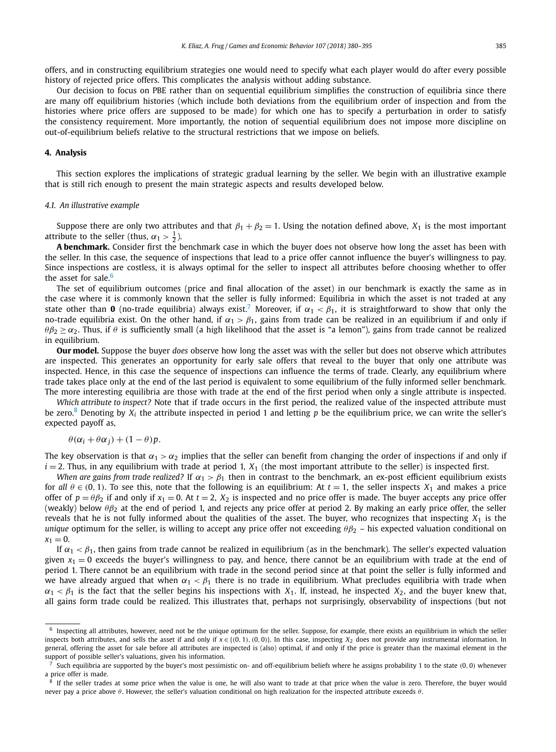offers, and in constructing equilibrium strategies one would need to specify what each player would do after every possible history of rejected price offers. This complicates the analysis without adding substance.

Our decision to focus on PBE rather than on sequential equilibrium simplifies the construction of equilibria since there are many off equilibrium histories (which include both deviations from the equilibrium order of inspection and from the histories where price offers are supposed to be made) for which one has to specify a perturbation in order to satisfy the consistency requirement. More importantly, the notion of sequential equilibrium does not impose more discipline on out-of-equilibrium beliefs relative to the structural restrictions that we impose on beliefs.

## 4. Analysis

This section explores the implications of strategic gradual learning by the seller. We begin with an illustrative example that is still rich enough to present the main strategic aspects and results developed below.

### 4.1. An illustrative example

Suppose there are only two attributes and that $\beta_1 + \beta_2 = 1$. Using the notation defined above, $X_1$ is the most important attribute to the seller (thus, $\alpha_1 > \frac{1}{2}$).

**A benchmark.** Consider first the benchmark case in which the buyer does not observe how long the asset has been with the seller. In this case, the sequence of inspections that lead to a price offer cannot influence the buyer's willingness to pay. Since inspections are costless, it is always optimal for the seller to inspect all attributes before choosing whether to offer the asset for sale.[6]

The set of equilibrium outcomes (price and final allocation of the asset) in our benchmark is exactly the same as in the case where it is commonly known that the seller is fully informed: Equilibria in which the asset is not traded at any state other than $\mathbf{0}$ (no-trade equilibria) always exist.[7] Moreover, if $\alpha_1 < \beta_1$, it is straightforward to show that only the no-trade equilibria exist. On the other hand, if $\alpha_1 > \beta_1$, gains from trade can be realized in an equilibrium if and only if $\theta\beta_2 \geq \alpha_2$. Thus, if $\theta$ is sufficiently small (a high likelihood that the asset is "a lemon"), gains from trade cannot be realized in equilibrium.

**Our model.** Suppose the buyer *does* observe how long the asset was with the seller but does not observe which attributes are inspected. This generates an opportunity for early sale offers that reveal to the buyer that only one attribute was inspected. Hence, in this case the sequence of inspections can influence the terms of trade. Clearly, any equilibrium where trade takes place only at the end of the last period is equivalent to some equilibrium of the fully informed seller benchmark. The more interesting equilibria are those with trade at the end of the first period when only a single attribute is inspected.

*Which attribute to inspect?* Note that if trade occurs in the first period, the realized value of the inspected attribute must be zero.[8] Denoting by $X_i$ the attribute inspected in period 1 and letting $p$ be the equilibrium price, we can write the seller's expected payoff as,

$$\theta(\alpha_i + \theta\alpha_j) + (1-\theta)p.$$

The key observation is that $\alpha_1 > \alpha_2$ implies that the seller can benefit from changing the order of inspections if and only if $i = 2$. Thus, in any equilibrium with trade at period 1, $X_1$ (the most important attribute to the seller) is inspected first.

*When are gains from trade realized?* If $\alpha_1 > \beta_1$ then in contrast to the benchmark, an ex-post efficient equilibrium exists for *all* $\theta \in (0, 1)$. To see this, note that the following is an equilibrium: At $t = 1$, the seller inspects $X_1$ and makes a price offer of $p = \theta\beta_2$ if and only if $x_1 = 0$. At $t = 2$, $X_2$ is inspected and no price offer is made. The buyer accepts any price offer (weakly) below $\theta\beta_2$ at the end of period 1, and rejects any price offer at period 2. By making an early price offer, the seller reveals that he is not fully informed about the qualities of the asset. The buyer, who recognizes that inspecting $X_1$ is the *unique* optimum for the seller, is willing to accept any price offer not exceeding $\theta\beta_2$ – his expected valuation conditional on $x_1 = 0$.

If $\alpha_1 < \beta_1$, then gains from trade cannot be realized in equilibrium (as in the benchmark). The seller's expected valuation given $x_1 = 0$ exceeds the buyer's willingness to pay, and hence, there cannot be an equilibrium with trade at the end of period 1. There cannot be an equilibrium with trade in the second period since at that point the seller is fully informed and we have already argued that when $\alpha_1 < \beta_1$ there is no trade in equilibrium. What precludes equilibria with trade when $\alpha_1 < \beta_1$ is the fact that the seller begins his inspections with $X_1$. If, instead, he inspected $X_2$, and the buyer knew that, all gains form trade could be realized. This illustrates that, perhaps not surprisingly, observability of inspections (but not

---

[6] Inspecting all attributes, however, need not be the unique optimum for the seller. Suppose, for example, there exists an equilibrium in which the seller inspects both attributes, and sells the asset if and only if $x \in \{(0, 1), (0, 0)\}$. In this case, inspecting $X_2$ does not provide any instrumental information. In general, offering the asset for sale before all attributes are inspected is (also) optimal, if and only if the price is greater than the maximal element in the support of possible seller's valuations, given his information.

[7] Such equilibria are supported by the buyer's most pessimistic on- and off-equilibrium beliefs where he assigns probability 1 to the state $(0, 0)$ whenever a price offer is made.

[8] If the seller trades at some price when the value is one, he will also want to trade at that price when the value is zero. Therefore, the buyer would never pay a price above $\theta$. However, the seller's valuation conditional on high realization for the inspected attribute exceeds $\theta$.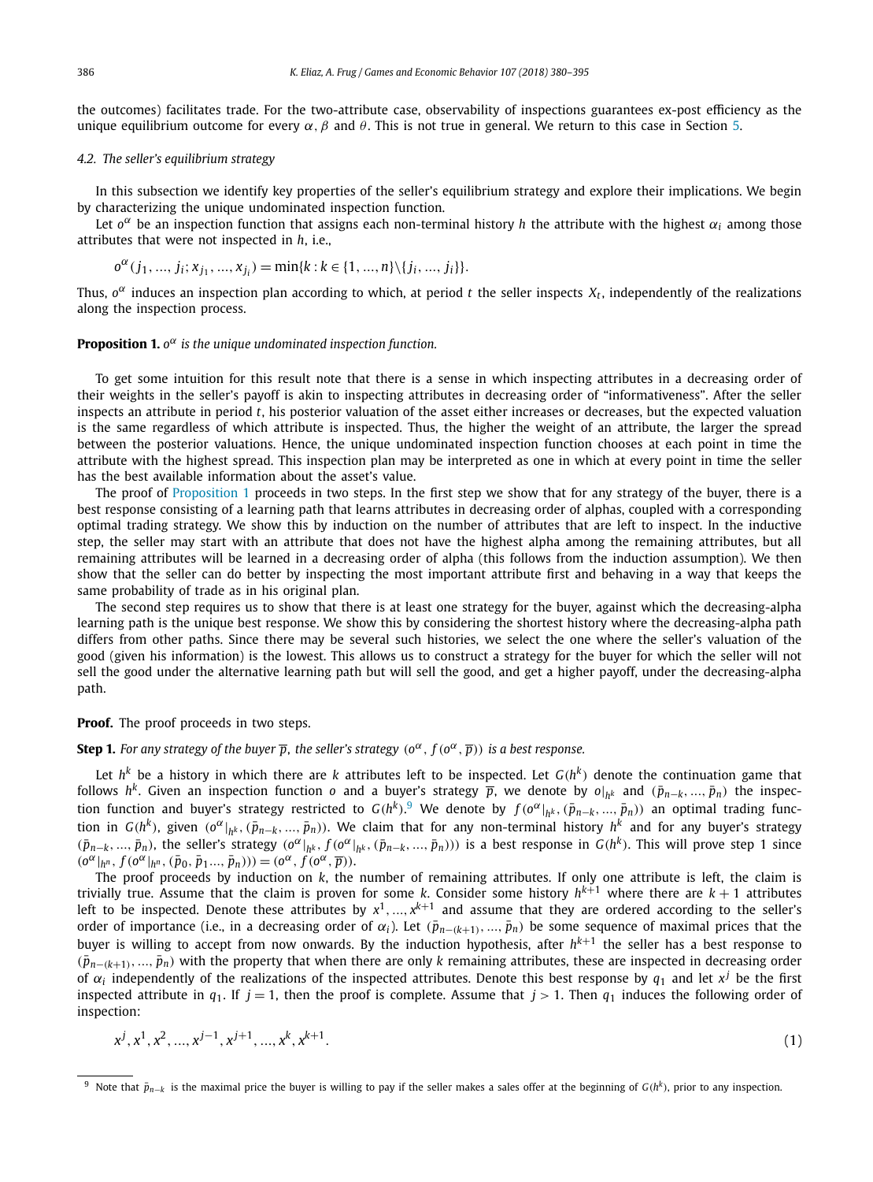the outcomes) facilitates trade. For the two-attribute case, observability of inspections guarantees ex-post efficiency as the unique equilibrium outcome for every $\alpha, \beta$ and $\theta$. This is not true in general. We return to this case in Section 5.

### 4.2. The seller's equilibrium strategy

In this subsection we identify key properties of the seller's equilibrium strategy and explore their implications. We begin by characterizing the unique undominated inspection function.

Let $o^{\alpha}$ be an inspection function that assigns each non-terminal history $h$ the attribute with the highest $\alpha_i$ among those attributes that were not inspected in $h$, i.e.,

$$o^{\alpha}(j_1, ..., j_i; x_{j_1}, ..., x_{j_i}) = \min\{k : k \in \{1, ..., n\} \backslash \{j_i, ..., j_i\}\}.$$

Thus, $o^{\alpha}$ induces an inspection plan according to which, at period $t$ the seller inspects $X_t$, independently of the realizations along the inspection process.

**Proposition 1.** *$o^{\alpha}$ is the unique undominated inspection function.*

To get some intuition for this result note that there is a sense in which inspecting attributes in a decreasing order of their weights in the seller's payoff is akin to inspecting attributes in decreasing order of "informativeness". After the seller inspects an attribute in period $t$, his posterior valuation of the asset either increases or decreases, but the expected valuation is the same regardless of which attribute is inspected. Thus, the higher the weight of an attribute, the larger the spread between the posterior valuations. Hence, the unique undominated inspection function chooses at each point in time the attribute with the highest spread. This inspection plan may be interpreted as one in which at every point in time the seller has the best available information about the asset's value.

The proof of Proposition 1 proceeds in two steps. In the first step we show that for any strategy of the buyer, there is a best response consisting of a learning path that learns attributes in decreasing order of alphas, coupled with a corresponding optimal trading strategy. We show this by induction on the number of attributes that are left to inspect. In the inductive step, the seller may start with an attribute that does not have the highest alpha among the remaining attributes, but all remaining attributes will be learned in a decreasing order of alpha (this follows from the induction assumption). We then show that the seller can do better by inspecting the most important attribute first and behaving in a way that keeps the same probability of trade as in his original plan.

The second step requires us to show that there is at least one strategy for the buyer, against which the decreasing-alpha learning path is the unique best response. We show this by considering the shortest history where the decreasing-alpha path differs from other paths. Since there may be several such histories, we select the one where the seller's valuation of the good (given his information) is the lowest. This allows us to construct a strategy for the buyer for which the seller will not sell the good under the alternative learning path but will sell the good, and get a higher payoff, under the decreasing-alpha path.

**Proof.** The proof proceeds in two steps.

**Step 1.** *For any strategy of the buyer $\overline{p}$, the seller's strategy $(o^{\alpha}, f(o^{\alpha}, \overline{p}))$ is a best response.*

Let $h^k$ be a history in which there are $k$ attributes left to be inspected. Let $G(h^k)$ denote the continuation game that follows $h^k$. Given an inspection function $o$ and a buyer's strategy $\overline{p}$, we denote by $o|_{h^k}$ and $(\bar{p}_{n-k}, ..., \bar{p}_n)$ the inspection function and buyer's strategy restricted to $G(h^k)$.[9] We denote by $f(o^{\alpha}|_{h^k}, (\bar{p}_{n-k}, ..., \bar{p}_n))$ an optimal trading function in $G(h^k)$, given $(o^{\alpha}|_{h^k}, (\bar{p}_{n-k}, ..., \bar{p}_n))$. We claim that for any non-terminal history $h^k$ and for any buyer's strategy $(\bar{p}_{n-k}, ..., \bar{p}_n)$, the seller's strategy $(o^{\alpha}|_{h^k}, f(o^{\alpha}|_{h^k}, (\bar{p}_{n-k}, ..., \bar{p}_n)))$ is a best response in $G(h^k)$. This will prove step 1 since $(o^{\alpha}|_{h^n}, f(o^{\alpha}|_{h^n}, (\bar{p}_0, \bar{p}_1 ..., \bar{p}_n))) = (o^{\alpha}, f(o^{\alpha}, \overline{p}))$.

The proof proceeds by induction on $k$, the number of remaining attributes. If only one attribute is left, the claim is trivially true. Assume that the claim is proven for some $k$. Consider some history $h^{k+1}$ where there are $k+1$ attributes left to be inspected. Denote these attributes by $x^1, ..., x^{k+1}$ and assume that they are ordered according to the seller's order of importance (i.e., in a decreasing order of $\alpha_i$). Let $(\bar{p}_{n-(k+1)}, ..., \bar{p}_n)$ be some sequence of maximal prices that the buyer is willing to accept from now onwards. By the induction hypothesis, after $h^{k+1}$ the seller has a best response to $(\bar{p}_{n-(k+1)}, ..., \bar{p}_n)$ with the property that when there are only $k$ remaining attributes, these are inspected in decreasing order of $\alpha_i$ independently of the realizations of the inspected attributes. Denote this best response by $q_1$ and let $x^j$ be the first inspected attribute in $q_1$. If $j = 1$, then the proof is complete. Assume that $j > 1$. Then $q_1$ induces the following order of inspection:

$$x^j, x^1, x^2, ..., x^{j-1}, x^{j+1}, ..., x^k, x^{k+1}. \tag{1}$$

[9] Note that $\bar{p}_{n-k}$ is the maximal price the buyer is willing to pay if the seller makes a sales offer at the beginning of $G(h^k)$, prior to any inspection.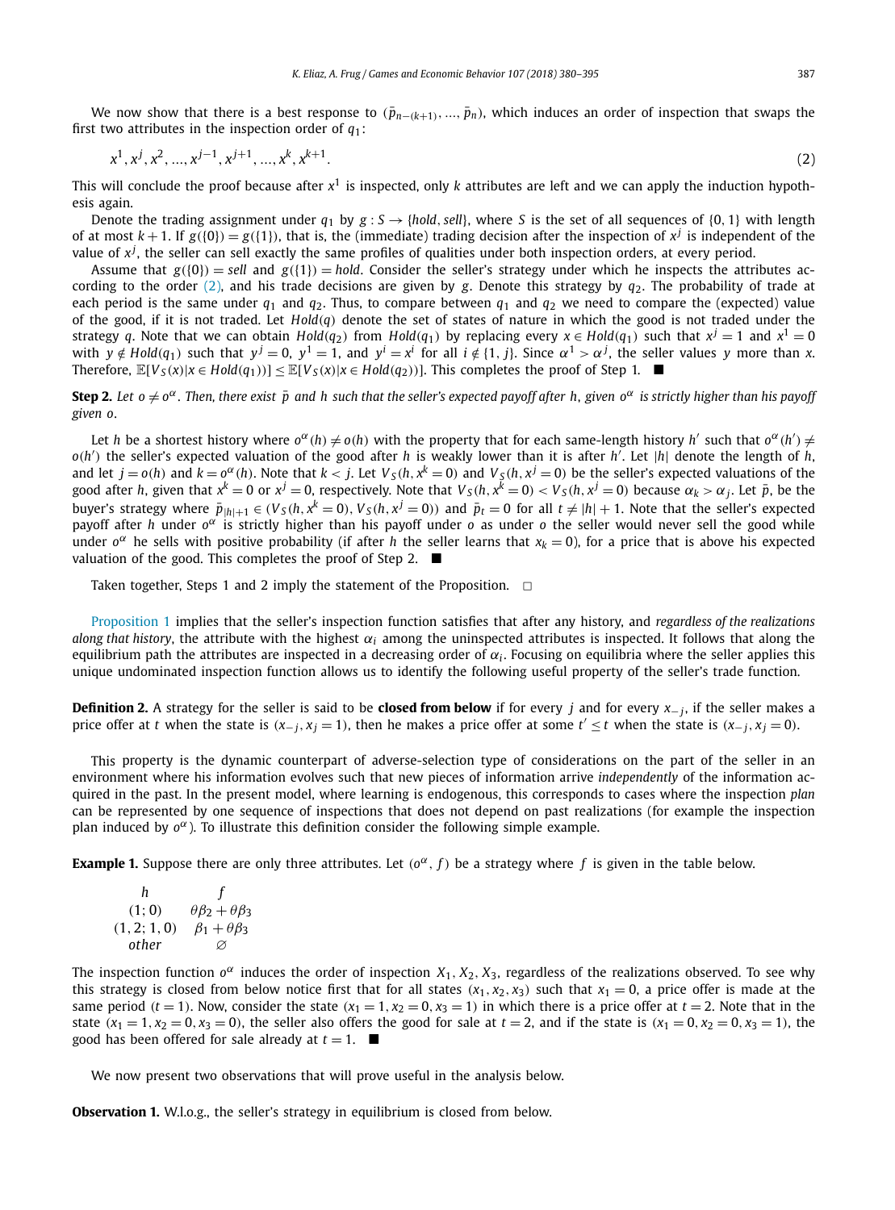We now show that there is a best response to $(\bar{p}_{n-(k+1)}, ..., \bar{p}_n)$, which induces an order of inspection that swaps the first two attributes in the inspection order of $q_1$:

$$x^1, x^j, x^2, ..., x^{j-1}, x^{j+1}, ..., x^k, x^{k+1}. \tag{2}$$

This will conclude the proof because after $x^1$ is inspected, only $k$ attributes are left and we can apply the induction hypothesis again.

Denote the trading assignment under $q_1$ by $g : S \to \{hold, sell\}$, where $S$ is the set of all sequences of $\{0, 1\}$ with length of at most $k+1$. If $g(\{0\}) = g(\{1\})$, that is, the (immediate) trading decision after the inspection of $x^j$ is independent of the value of $x^j$, the seller can sell exactly the same profiles of qualities under both inspection orders, at every period.

Assume that $g(\{0\}) = sell$ and $g(\{1\}) = hold$. Consider the seller's strategy under which he inspects the attributes according to the order (2), and his trade decisions are given by $g$. Denote this strategy by $q_2$. The probability of trade at each period is the same under $q_1$ and $q_2$. Thus, to compare between $q_1$ and $q_2$ we need to compare the (expected) value of the good, if it is not traded. Let $Hold(q)$ denote the set of states of nature in which the good is not traded under the strategy $q$. Note that we can obtain $Hold(q_2)$ from $Hold(q_1)$ by replacing every $x \in Hold(q_1)$ such that $x^j = 1$ and $x^1 = 0$ with $y \notin Hold(q_1)$ such that $y^j = 0$, $y^1 = 1$, and $y^i = x^i$ for all $i \notin \{1, j\}$. Since $\alpha^1 > \alpha^j$, the seller values $y$ more than $x$. Therefore, $\mathbb{E}[V_S(x)|x \in Hold(q_1))] \leq \mathbb{E}[V_S(x)|x \in Hold(q_2))]$. This completes the proof of Step 1. ■

**Step 2.** *Let $o \neq o^\alpha$. Then, there exist $\bar{p}$ and $h$ such that the seller's expected payoff after $h$, given $o^\alpha$ is strictly higher than his payoff given $o$.*

Let $h$ be a shortest history where $o^\alpha(h) \neq o(h)$ with the property that for each same-length history $h'$ such that $o^\alpha(h') \neq o(h')$ the seller's expected valuation of the good after $h$ is weakly lower than it is after $h'$. Let $|h|$ denote the length of $h$, and let $j = o(h)$ and $k = o^\alpha(h)$. Note that $k < j$. Let $V_S(h, x^k = 0)$ and $V_S(h, x^j = 0)$ be the seller's expected valuations of the good after $h$, given that $x^k = 0$ or $x^j = 0$, respectively. Note that $V_S(h, x^k = 0) < V_S(h, x^j = 0)$ because $\alpha_k > \alpha_j$. Let $\bar{p}$, be the buyer's strategy where $\bar{p}_{|h|+1} \in (V_S(h, x^k = 0), V_S(h, x^j = 0))$ and $\bar{p}_t = 0$ for all $t \neq |h| + 1$. Note that the seller's expected payoff after $h$ under $o^\alpha$ is strictly higher than his payoff under $o$ as under $o$ the seller would never sell the good while under $o^\alpha$ he sells with positive probability (if after $h$ the seller learns that $x_k = 0$), for a price that is above his expected valuation of the good. This completes the proof of Step 2. ■

Taken together, Steps 1 and 2 imply the statement of the Proposition. □

Proposition 1 implies that the seller's inspection function satisfies that after any history, and *regardless of the realizations along that history*, the attribute with the highest $\alpha_i$ among the uninspected attributes is inspected. It follows that along the equilibrium path the attributes are inspected in a decreasing order of $\alpha_i$. Focusing on equilibria where the seller applies this unique undominated inspection function allows us to identify the following useful property of the seller's trade function.

**Definition 2.** A strategy for the seller is said to be **closed from below** if for every $j$ and for every $x_{-j}$, if the seller makes a price offer at $t$ when the state is $(x_{-j}, x_j = 1)$, then he makes a price offer at some $t' \leq t$ when the state is $(x_{-j}, x_j = 0)$.

This property is the dynamic counterpart of adverse-selection type of considerations on the part of the seller in an environment where his information evolves such that new pieces of information arrive *independently* of the information acquired in the past. In the present model, where learning is endogenous, this corresponds to cases where the inspection *plan* can be represented by one sequence of inspections that does not depend on past realizations (for example the inspection plan induced by $o^\alpha$). To illustrate this definition consider the following simple example.

**Example 1.** Suppose there are only three attributes. Let $(o^\alpha, f)$ be a strategy where $f$ is given in the table below.

| $h$ | $f$ |
|---|---|
| $(1; 0)$ | $\theta\beta_2 + \theta\beta_3$ |
| $(1, 2; 1, 0)$ | $\beta_1 + \theta\beta_3$ |
| *other* | $\varnothing$ |

The inspection function $o^\alpha$ induces the order of inspection $X_1, X_2, X_3$, regardless of the realizations observed. To see why this strategy is closed from below notice first that for all states $(x_1, x_2, x_3)$ such that $x_1 = 0$, a price offer is made at the same period $(t = 1)$. Now, consider the state $(x_1 = 1, x_2 = 0, x_3 = 1)$ in which there is a price offer at $t = 2$. Note that in the state $(x_1 = 1, x_2 = 0, x_3 = 0)$, the seller also offers the good for sale at $t = 2$, and if the state is $(x_1 = 0, x_2 = 0, x_3 = 1)$, the good has been offered for sale already at $t = 1$. ■

We now present two observations that will prove useful in the analysis below.

**Observation 1.** W.l.o.g., the seller's strategy in equilibrium is closed from below.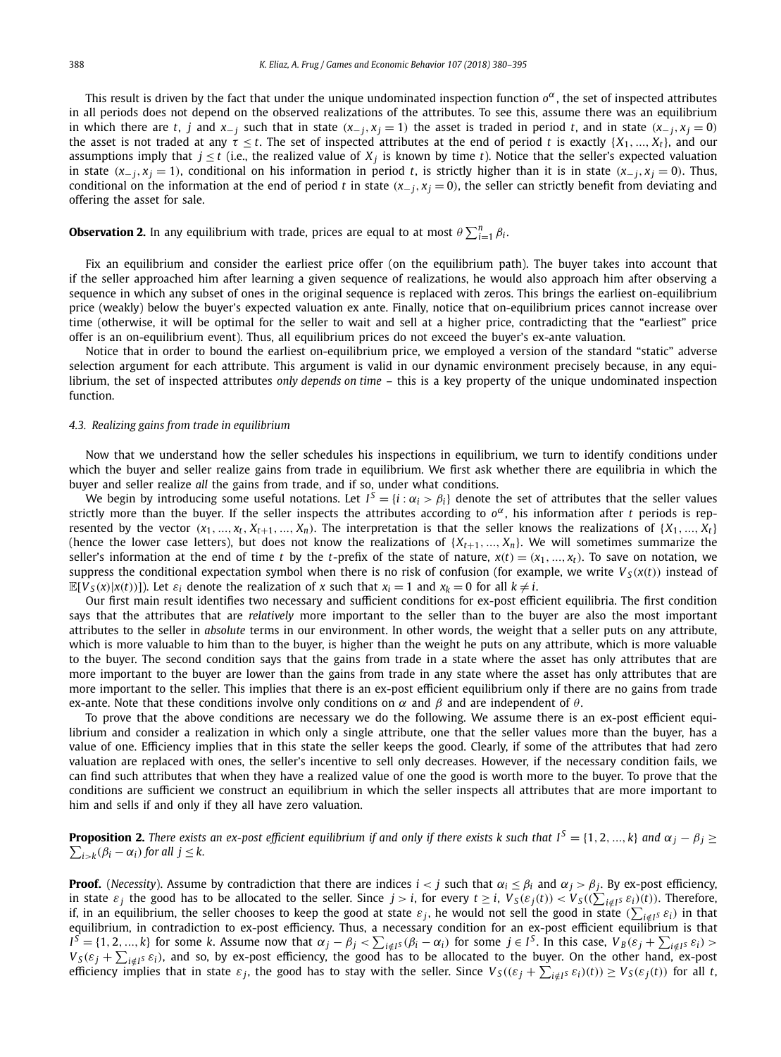This result is driven by the fact that under the unique undominated inspection function $o^\alpha$, the set of inspected attributes in all periods does not depend on the observed realizations of the attributes. To see this, assume there was an equilibrium in which there are $t$, $j$ and $x_{-j}$ such that in state $(x_{-j}, x_j = 1)$ the asset is traded in period $t$, and in state $(x_{-j}, x_j = 0)$ the asset is not traded at any $\tau \leq t$. The set of inspected attributes at the end of period $t$ is exactly $\{X_1, ..., X_t\}$, and our assumptions imply that $j \leq t$ (i.e., the realized value of $X_j$ is known by time $t$). Notice that the seller's expected valuation in state $(x_{-j}, x_j = 1)$, conditional on his information in period $t$, is strictly higher than it is in state $(x_{-j}, x_j = 0)$. Thus, conditional on the information at the end of period $t$ in state $(x_{-j}, x_j = 0)$, the seller can strictly benefit from deviating and offering the asset for sale.

**Observation 2.** In any equilibrium with trade, prices are equal to at most $\theta \sum_{i=1}^{n} \beta_i$.

Fix an equilibrium and consider the earliest price offer (on the equilibrium path). The buyer takes into account that if the seller approached him after learning a given sequence of realizations, he would also approach him after observing a sequence in which any subset of ones in the original sequence is replaced with zeros. This brings the earliest on-equilibrium price (weakly) below the buyer's expected valuation ex ante. Finally, notice that on-equilibrium prices cannot increase over time (otherwise, it will be optimal for the seller to wait and sell at a higher price, contradicting that the "earliest" price offer is an on-equilibrium event). Thus, all equilibrium prices do not exceed the buyer's ex-ante valuation.

Notice that in order to bound the earliest on-equilibrium price, we employed a version of the standard "static" adverse selection argument for each attribute. This argument is valid in our dynamic environment precisely because, in any equilibrium, the set of inspected attributes *only depends on time* – this is a key property of the unique undominated inspection function.

### 4.3. Realizing gains from trade in equilibrium

Now that we understand how the seller schedules his inspections in equilibrium, we turn to identify conditions under which the buyer and seller realize gains from trade in equilibrium. We first ask whether there are equilibria in which the buyer and seller realize *all* the gains from trade, and if so, under what conditions.

We begin by introducing some useful notations. Let $I^S = \{i : \alpha_i > \beta_i\}$ denote the set of attributes that the seller values strictly more than the buyer. If the seller inspects the attributes according to $o^\alpha$, his information after $t$ periods is represented by the vector $(x_1, ..., x_t, X_{t+1}, ..., X_n)$. The interpretation is that the seller knows the realizations of $\{X_1, ..., X_t\}$ (hence the lower case letters), but does not know the realizations of $\{X_{t+1}, ..., X_n\}$. We will sometimes summarize the seller's information at the end of time $t$ by the $t$-prefix of the state of nature, $x(t) = (x_1, ..., x_t)$. To save on notation, we suppress the conditional expectation symbol when there is no risk of confusion (for example, we write $V_S(x(t))$ instead of $\mathbb{E}[V_S(x)|x(t))]$). Let $\varepsilon_i$ denote the realization of $x$ such that $x_i = 1$ and $x_k = 0$ for all $k \neq i$.

Our first main result identifies two necessary and sufficient conditions for ex-post efficient equilibria. The first condition says that the attributes that are *relatively* more important to the seller than to the buyer are also the most important attributes to the seller in *absolute* terms in our environment. In other words, the weight that a seller puts on any attribute, which is more valuable to him than to the buyer, is higher than the weight he puts on any attribute, which is more valuable to the buyer. The second condition says that the gains from trade in a state where the asset has only attributes that are more important to the buyer are lower than the gains from trade in any state where the asset has only attributes that are more important to the seller. This implies that there is an ex-post efficient equilibrium only if there are no gains from trade ex-ante. Note that these conditions involve only conditions on $\alpha$ and $\beta$ and are independent of $\theta$.

To prove that the above conditions are necessary we do the following. We assume there is an ex-post efficient equilibrium and consider a realization in which only a single attribute, one that the seller values more than the buyer, has a value of one. Efficiency implies that in this state the seller keeps the good. Clearly, if some of the attributes that had zero valuation are replaced with ones, the seller's incentive to sell only decreases. However, if the necessary condition fails, we can find such attributes that when they have a realized value of one the good is worth more to the buyer. To prove that the conditions are sufficient we construct an equilibrium in which the seller inspects all attributes that are more important to him and sells if and only if they all have zero valuation.

**Proposition 2.** *There exists an ex-post efficient equilibrium if and only if there exists $k$ such that $I^S = \{1, 2, ..., k\}$ and $\alpha_j - \beta_j \geq \sum_{i>k}(\beta_i - \alpha_i)$ for all $j \leq k$.*

**Proof.** (*Necessity*). Assume by contradiction that there are indices $i < j$ such that $\alpha_i \leq \beta_i$ and $\alpha_j > \beta_j$. By ex-post efficiency, in state $\varepsilon_j$ the good has to be allocated to the seller. Since $j > i$, for every $t \geq i$, $V_S(\varepsilon_j(t)) < V_S((\sum_{i \notin I^S} \varepsilon_i)(t))$. Therefore, if, in an equilibrium, the seller chooses to keep the good at state $\varepsilon_j$, he would not sell the good in state $(\sum_{i \notin I^S} \varepsilon_i)$ in that equilibrium, in contradiction to ex-post efficiency. Thus, a necessary condition for an ex-post efficient equilibrium is that $I^S = \{1, 2, ..., k\}$ for some $k$. Assume now that $\alpha_j - \beta_j < \sum_{i \notin I^S}(\beta_i - \alpha_i)$ for some $j \in I^S$. In this case, $V_B(\varepsilon_j + \sum_{i \notin I^S} \varepsilon_i) > V_S(\varepsilon_j + \sum_{i \notin I^S} \varepsilon_i)$, and so, by ex-post efficiency, the good has to be allocated to the buyer. On the other hand, ex-post efficiency implies that in state $\varepsilon_j$, the good has to stay with the seller. Since $V_S((\varepsilon_j + \sum_{i \notin I^S} \varepsilon_i)(t)) \geq V_S(\varepsilon_j(t))$ for all $t$,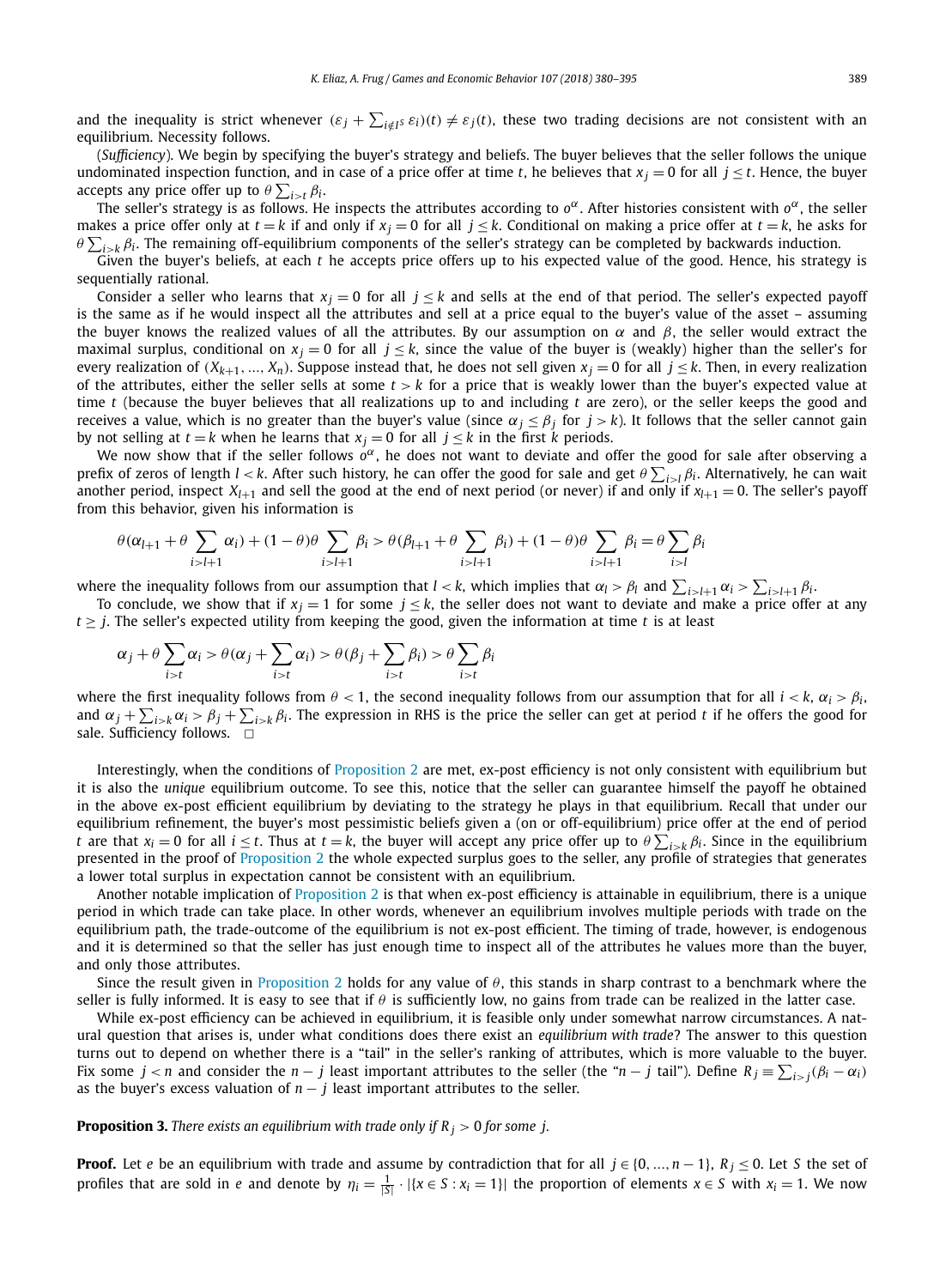and the inequality is strict whenever $(\varepsilon_j + \sum_{i \notin I^S} \varepsilon_i)(t) \neq \varepsilon_j(t)$, these two trading decisions are not consistent with an equilibrium. Necessity follows.

(*Sufficiency*). We begin by specifying the buyer's strategy and beliefs. The buyer believes that the seller follows the unique undominated inspection function, and in case of a price offer at time $t$, he believes that $x_j = 0$ for all $j \leq t$. Hence, the buyer accepts any price offer up to $\theta \sum_{i>t} \beta_i$.

The seller's strategy is as follows. He inspects the attributes according to $o^\alpha$. After histories consistent with $o^\alpha$, the seller makes a price offer only at $t = k$ if and only if $x_j = 0$ for all $j \leq k$. Conditional on making a price offer at $t = k$, he asks for $\theta \sum_{i>k} \beta_i$. The remaining off-equilibrium components of the seller's strategy can be completed by backwards induction.

Given the buyer's beliefs, at each $t$ he accepts price offers up to his expected value of the good. Hence, his strategy is sequentially rational.

Consider a seller who learns that $x_j = 0$ for all $j \leq k$ and sells at the end of that period. The seller's expected payoff is the same as if he would inspect all the attributes and sell at a price equal to the buyer's value of the asset – assuming the buyer knows the realized values of all the attributes. By our assumption on $\alpha$ and $\beta$, the seller would extract the maximal surplus, conditional on $x_j = 0$ for all $j \leq k$, since the value of the buyer is (weakly) higher than the seller's for every realization of $(X_{k+1}, ..., X_n)$. Suppose instead that, he does not sell given $x_j = 0$ for all $j \leq k$. Then, in every realization of the attributes, either the seller sells at some $t > k$ for a price that is weakly lower than the buyer's expected value at time $t$ (because the buyer believes that all realizations up to and including $t$ are zero), or the seller keeps the good and receives a value, which is no greater than the buyer's value (since $\alpha_j \leq \beta_j$ for $j > k$). It follows that the seller cannot gain by not selling at $t = k$ when he learns that $x_j = 0$ for all $j \leq k$ in the first $k$ periods.

We now show that if the seller follows $o^\alpha$, he does not want to deviate and offer the good for sale after observing a prefix of zeros of length $l < k$. After such history, he can offer the good for sale and get $\theta \sum_{i>l} \beta_i$. Alternatively, he can wait another period, inspect $X_{l+1}$ and sell the good at the end of next period (or never) if and only if $x_{l+1} = 0$. The seller's payoff from this behavior, given his information is

$$\theta(\alpha_{l+1} + \theta \sum_{i>l+1} \alpha_i) + (1-\theta)\theta \sum_{i>l+1} \beta_i > \theta(\beta_{l+1} + \theta \sum_{i>l+1} \beta_i) + (1-\theta)\theta \sum_{i>l+1} \beta_i = \theta \sum_{i>l} \beta_i$$

where the inequality follows from our assumption that $l < k$, which implies that $\alpha_l > \beta_l$ and $\sum_{i>l+1} \alpha_i > \sum_{i>l+1} \beta_i$.

To conclude, we show that if $x_j = 1$ for some $j \leq k$, the seller does not want to deviate and make a price offer at any $t \geq j$. The seller's expected utility from keeping the good, given the information at time $t$ is at least

$$\alpha_j + \theta \sum_{i>t} \alpha_i > \theta(\alpha_j + \sum_{i>t} \alpha_i) > \theta(\beta_j + \sum_{i>t} \beta_i) > \theta \sum_{i>t} \beta_i$$

where the first inequality follows from $\theta < 1$, the second inequality follows from our assumption that for all $i < k$, $\alpha_i > \beta_i$, and $\alpha_j + \sum_{i>k} \alpha_i > \beta_j + \sum_{i>k} \beta_i$. The expression in RHS is the price the seller can get at period $t$ if he offers the good for sale. Sufficiency follows. □

Interestingly, when the conditions of Proposition 2 are met, ex-post efficiency is not only consistent with equilibrium but it is also the *unique* equilibrium outcome. To see this, notice that the seller can guarantee himself the payoff he obtained in the above ex-post efficient equilibrium by deviating to the strategy he plays in that equilibrium. Recall that under our equilibrium refinement, the buyer's most pessimistic beliefs given a (on or off-equilibrium) price offer at the end of period $t$ are that $x_i = 0$ for all $i \leq t$. Thus at $t = k$, the buyer will accept any price offer up to $\theta \sum_{i>k} \beta_i$. Since in the equilibrium presented in the proof of Proposition 2 the whole expected surplus goes to the seller, any profile of strategies that generates a lower total surplus in expectation cannot be consistent with an equilibrium.

Another notable implication of Proposition 2 is that when ex-post efficiency is attainable in equilibrium, there is a unique period in which trade can take place. In other words, whenever an equilibrium involves multiple periods with trade on the equilibrium path, the trade-outcome of the equilibrium is not ex-post efficient. The timing of trade, however, is endogenous and it is determined so that the seller has just enough time to inspect all of the attributes he values more than the buyer, and only those attributes.

Since the result given in Proposition 2 holds for any value of $\theta$, this stands in sharp contrast to a benchmark where the seller is fully informed. It is easy to see that if $\theta$ is sufficiently low, no gains from trade can be realized in the latter case.

While ex-post efficiency can be achieved in equilibrium, it is feasible only under somewhat narrow circumstances. A natural question that arises is, under what conditions does there exist an *equilibrium with trade*? The answer to this question turns out to depend on whether there is a "tail" in the seller's ranking of attributes, which is more valuable to the buyer. Fix some $j < n$ and consider the $n - j$ least important attributes to the seller (the "$n - j$ tail"). Define $R_j \equiv \sum_{i>j} (\beta_i - \alpha_i)$ as the buyer's excess valuation of $n - j$ least important attributes to the seller.

**Proposition 3.** *There exists an equilibrium with trade only if $R_j > 0$ for some $j$.*

**Proof.** Let $e$ be an equilibrium with trade and assume by contradiction that for all $j \in \{0, ..., n-1\}$, $R_j \leq 0$. Let $S$ the set of profiles that are sold in $e$ and denote by $\eta_i = \frac{1}{|S|} \cdot |\{x \in S : x_i = 1\}|$ the proportion of elements $x \in S$ with $x_i = 1$. We now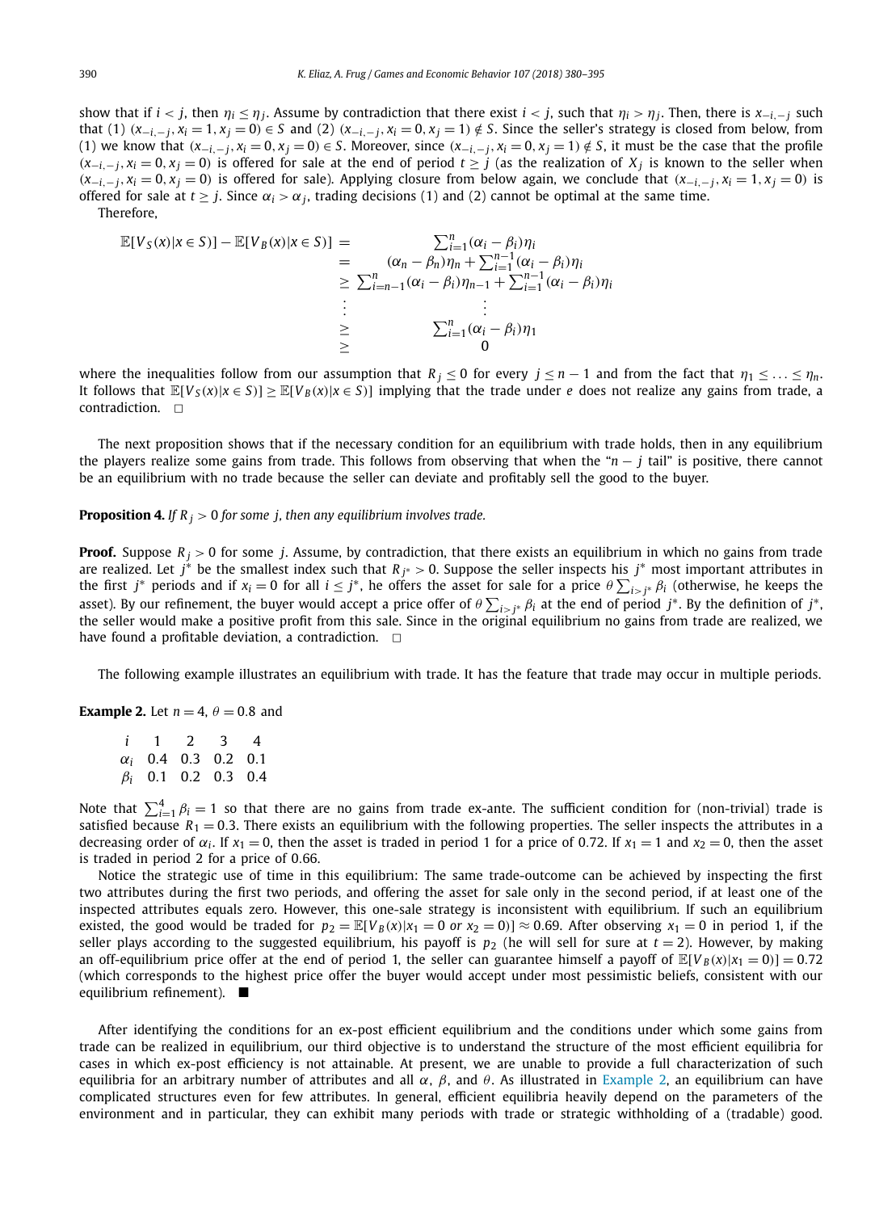show that if $i < j$, then $\eta_i \leq \eta_j$. Assume by contradiction that there exist $i < j$, such that $\eta_i > \eta_j$. Then, there is $x_{-i,-j}$ such that (1) $(x_{-i,-j}, x_i = 1, x_j = 0) \in S$ and (2) $(x_{-i,-j}, x_i = 0, x_j = 1) \notin S$. Since the seller's strategy is closed from below, from (1) we know that $(x_{-i,-j}, x_i = 0, x_j = 0) \in S$. Moreover, since $(x_{-i,-j}, x_i = 0, x_j = 1) \notin S$, it must be the case that the profile $(x_{-i,-j}, x_i = 0, x_j = 0)$ is offered for sale at the end of period $t \geq j$ (as the realization of $X_j$ is known to the seller when $(x_{-i,-j}, x_i = 0, x_j = 0)$ is offered for sale). Applying closure from below again, we conclude that $(x_{-i,-j}, x_i = 1, x_j = 0)$ is offered for sale at $t \geq j$. Since $\alpha_i > \alpha_j$, trading decisions (1) and (2) cannot be optimal at the same time.

Therefore,

$$
\begin{aligned}
\mathbb{E}[V_S(x)|x \in S)] - \mathbb{E}[V_B(x)|x \in S)] &= \sum_{i=1}^{n}(\alpha_i - \beta_i)\eta_i \\
&= (\alpha_n - \beta_n)\eta_n + \sum_{i=1}^{n-1}(\alpha_i - \beta_i)\eta_i \\
&\geq \sum_{i=n-1}^{n}(\alpha_i - \beta_i)\eta_{n-1} + \sum_{i=1}^{n-1}(\alpha_i - \beta_i)\eta_i \\
&\vdots \\
&\geq \sum_{i=1}^{n}(\alpha_i - \beta_i)\eta_1 \\
&\geq 0
\end{aligned}
$$

where the inequalities follow from our assumption that $R_j \leq 0$ for every $j \leq n-1$ and from the fact that $\eta_1 \leq \ldots \leq \eta_n$. It follows that $\mathbb{E}[V_S(x)|x \in S)] \geq \mathbb{E}[V_B(x)|x \in S)]$ implying that the trade under $e$ does not realize any gains from trade, a contradiction. $\square$

The next proposition shows that if the necessary condition for an equilibrium with trade holds, then in any equilibrium the players realize some gains from trade. This follows from observing that when the "$n - j$ tail" is positive, there cannot be an equilibrium with no trade because the seller can deviate and profitably sell the good to the buyer.

**Proposition 4.** *If $R_j > 0$ for some $j$, then any equilibrium involves trade.*

**Proof.** Suppose $R_j > 0$ for some $j$. Assume, by contradiction, that there exists an equilibrium in which no gains from trade are realized. Let $j^*$ be the smallest index such that $R_{j^*} > 0$. Suppose the seller inspects his $j^*$ most important attributes in the first $j^*$ periods and if $x_i = 0$ for all $i \leq j^*$, he offers the asset for sale for a price $\theta \sum_{i>j^*} \beta_i$ (otherwise, he keeps the asset). By our refinement, the buyer would accept a price offer of $\theta \sum_{i>j^*} \beta_i$ at the end of period $j^*$. By the definition of $j^*$, the seller would make a positive profit from this sale. Since in the original equilibrium no gains from trade are realized, we have found a profitable deviation, a contradiction. $\square$

The following example illustrates an equilibrium with trade. It has the feature that trade may occur in multiple periods.

**Example 2.** Let $n = 4$, $\theta = 0.8$ and

| $i$ | 1 | 2 | 3 | 4 |
|---|---|---|---|---|
| $\alpha_i$ | 0.4 | 0.3 | 0.2 | 0.1 |
| $\beta_i$ | 0.1 | 0.2 | 0.3 | 0.4 |

Note that $\sum_{i=1}^{4} \beta_i = 1$ so that there are no gains from trade ex-ante. The sufficient condition for (non-trivial) trade is satisfied because $R_1 = 0.3$. There exists an equilibrium with the following properties. The seller inspects the attributes in a decreasing order of $\alpha_i$. If $x_1 = 0$, then the asset is traded in period 1 for a price of 0.72. If $x_1 = 1$ and $x_2 = 0$, then the asset is traded in period 2 for a price of 0.66.

Notice the strategic use of time in this equilibrium: The same trade-outcome can be achieved by inspecting the first two attributes during the first two periods, and offering the asset for sale only in the second period, if at least one of the inspected attributes equals zero. However, this one-sale strategy is inconsistent with equilibrium. If such an equilibrium existed, the good would be traded for $p_2 = \mathbb{E}[V_B(x)|x_1 = 0 \text{ or } x_2 = 0)] \approx 0.69$. After observing $x_1 = 0$ in period 1, if the seller plays according to the suggested equilibrium, his payoff is $p_2$ (he will sell for sure at $t = 2$). However, by making an off-equilibrium price offer at the end of period 1, the seller can guarantee himself a payoff of $\mathbb{E}[V_B(x)|x_1 = 0)] = 0.72$ (which corresponds to the highest price offer the buyer would accept under most pessimistic beliefs, consistent with our equilibrium refinement). ■

After identifying the conditions for an ex-post efficient equilibrium and the conditions under which some gains from trade can be realized in equilibrium, our third objective is to understand the structure of the most efficient equilibria for cases in which ex-post efficiency is not attainable. At present, we are unable to provide a full characterization of such equilibria for an arbitrary number of attributes and all $\alpha$, $\beta$, and $\theta$. As illustrated in Example 2, an equilibrium can have complicated structures even for few attributes. In general, efficient equilibria heavily depend on the parameters of the environment and in particular, they can exhibit many periods with trade or strategic withholding of a (tradable) good.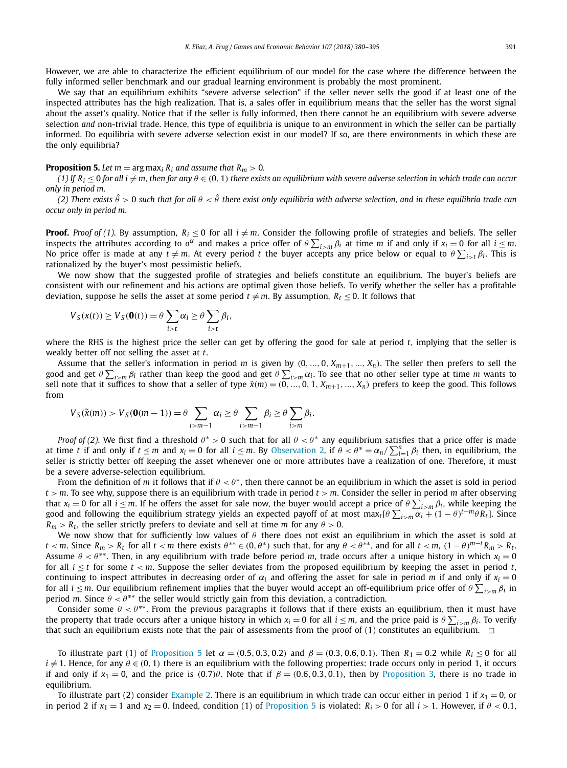However, we are able to characterize the efficient equilibrium of our model for the case where the difference between the fully informed seller benchmark and our gradual learning environment is probably the most prominent.

We say that an equilibrium exhibits "severe adverse selection" if the seller never sells the good if at least one of the inspected attributes has the high realization. That is, a sales offer in equilibrium means that the seller has the worst signal about the asset's quality. Notice that if the seller is fully informed, then there cannot be an equilibrium with severe adverse selection *and* non-trivial trade. Hence, this type of equilibria is unique to an environment in which the seller can be partially informed. Do equilibria with severe adverse selection exist in our model? If so, are there environments in which these are the only equilibria?

**Proposition 5.** *Let $m = \arg\max_i R_i$ and assume that $R_m > 0$.*

*(1) If $R_i \leq 0$ for all $i \neq m$, then for any $\theta \in (0,1)$ there exists an equilibrium with severe adverse selection in which trade can occur only in period $m$.*

*(2) There exists $\hat{\theta} > 0$ such that for all $\theta < \hat{\theta}$ there exist only equilibria with adverse selection, and in these equilibria trade can occur only in period $m$.*

**Proof.** *Proof of (1).* By assumption, $R_i \leq 0$ for all $i \neq m$. Consider the following profile of strategies and beliefs. The seller inspects the attributes according to $o^\alpha$ and makes a price offer of $\theta \sum_{i>m} \beta_i$ at time $m$ if and only if $x_i = 0$ for all $i \leq m$. No price offer is made at any $t \neq m$. At every period $t$ the buyer accepts any price below or equal to $\theta \sum_{i>t} \beta_i$. This is rationalized by the buyer's most pessimistic beliefs.

We now show that the suggested profile of strategies and beliefs constitute an equilibrium. The buyer's beliefs are consistent with our refinement and his actions are optimal given those beliefs. To verify whether the seller has a profitable deviation, suppose he sells the asset at some period $t \neq m$. By assumption, $R_t \leq 0$. It follows that

$$V_S(x(t)) \geq V_S(\mathbf{0}(t)) = \theta \sum_{i>t} \alpha_i \geq \theta \sum_{i>t} \beta_i,$$

where the RHS is the highest price the seller can get by offering the good for sale at period $t$, implying that the seller is weakly better off not selling the asset at $t$.

Assume that the seller's information in period $m$ is given by $(0, ..., 0, X_{m+1}, ..., X_n)$. The seller then prefers to sell the good and get $\theta \sum_{i>m} \beta_i$ rather than keep the good and get $\theta \sum_{i>m} \alpha_i$. To see that no other seller type at time $m$ wants to sell note that it suffices to show that a seller of type $\tilde{x}(m) = (0, ..., 0, 1, X_{m+1}, ..., X_n)$ prefers to keep the good. This follows from

$$V_S(\tilde{x}(m)) > V_S(\mathbf{0}(m-1)) = \theta \sum_{i>m-1} \alpha_i \geq \theta \sum_{i>m-1} \beta_i \geq \theta \sum_{i>m} \beta_i.$$

*Proof of (2).* We first find a threshold $\theta^* > 0$ such that for all $\theta < \theta^*$ any equilibrium satisfies that a price offer is made at time $t$ if and only if $t \leq m$ and $x_i = 0$ for all $i \leq m$. By Observation 2, if $\theta < \theta^* = \alpha_n / \sum_{i=1}^n \beta_i$ then, in equilibrium, the seller is strictly better off keeping the asset whenever one or more attributes have a realization of one. Therefore, it must be a severe adverse-selection equilibrium.

From the definition of $m$ it follows that if $\theta < \theta^*$, then there cannot be an equilibrium in which the asset is sold in period $t > m$. To see why, suppose there is an equilibrium with trade in period $t > m$. Consider the seller in period $m$ after observing that $x_i = 0$ for all $i \leq m$. If he offers the asset for sale now, the buyer would accept a price of $\theta \sum_{i>m} \beta_i$, while keeping the good and following the equilibrium strategy yields an expected payoff of at most $\max_t [\theta \sum_{i>m} \alpha_i + (1-\theta)^{t-m} \theta R_t]$. Since $R_m > R_t$, the seller strictly prefers to deviate and sell at time $m$ for any $\theta > 0$.

We now show that for sufficiently low values of $\theta$ there does not exist an equilibrium in which the asset is sold at $t < m$. Since $R_m > R_t$ for all $t < m$ there exists $\theta^{**} \in (0, \theta^*)$ such that, for any $\theta < \theta^{**}$, and for all $t < m$, $(1-\theta)^{m-t} R_m > R_t$. Assume $\theta < \theta^{**}$. Then, in any equilibrium with trade before period $m$, trade occurs after a unique history in which $x_i = 0$ for all $i \leq t$ for some $t < m$. Suppose the seller deviates from the proposed equilibrium by keeping the asset in period $t$, continuing to inspect attributes in decreasing order of $\alpha_i$ and offering the asset for sale in period $m$ if and only if $x_i = 0$ for all $i \leq m$. Our equilibrium refinement implies that the buyer would accept an off-equilibrium price offer of $\theta \sum_{i>m} \beta_i$ in period $m$. Since $\theta < \theta^{**}$ the seller would strictly gain from this deviation, a contradiction.

Consider some $\theta < \theta^{**}$. From the previous paragraphs it follows that if there exists an equilibrium, then it must have the property that trade occurs after a unique history in which $x_i = 0$ for all $i \leq m$, and the price paid is $\theta \sum_{i>m} \beta_i$. To verify that such an equilibrium exists note that the pair of assessments from the proof of (1) constitutes an equilibrium. $\square$

To illustrate part (1) of Proposition 5 let $\alpha = (0.5, 0.3, 0.2)$ and $\beta = (0.3, 0.6, 0.1)$. Then $R_1 = 0.2$ while $R_i \leq 0$ for all $i \neq 1$. Hence, for any $\theta \in (0,1)$ there is an equilibrium with the following properties: trade occurs only in period 1, it occurs if and only if $x_1 = 0$, and the price is $(0.7)\theta$. Note that if $\beta = (0.6, 0.3, 0.1)$, then by Proposition 3, there is no trade in equilibrium.

To illustrate part (2) consider Example 2. There is an equilibrium in which trade can occur either in period 1 if $x_1 = 0$, or in period 2 if $x_1 = 1$ and $x_2 = 0$. Indeed, condition (1) of Proposition 5 is violated: $R_i > 0$ for all $i > 1$. However, if $\theta < 0.1$,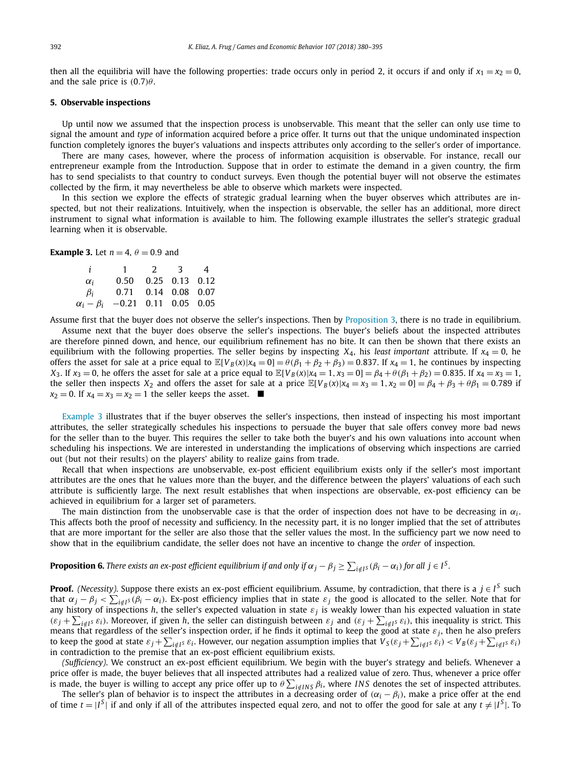then all the equilibria will have the following properties: trade occurs only in period 2, it occurs if and only if $x_1 = x_2 = 0$, and the sale price is $(0.7)\theta$.

## 5. Observable inspections

Up until now we assumed that the inspection process is unobservable. This meant that the seller can only use time to signal the amount and *type* of information acquired before a price offer. It turns out that the unique undominated inspection function completely ignores the buyer's valuations and inspects attributes only according to the seller's order of importance.

There are many cases, however, where the process of information acquisition is observable. For instance, recall our entrepreneur example from the Introduction. Suppose that in order to estimate the demand in a given country, the firm has to send specialists to that country to conduct surveys. Even though the potential buyer will not observe the estimates collected by the firm, it may nevertheless be able to observe which markets were inspected.

In this section we explore the effects of strategic gradual learning when the buyer observes which attributes are inspected, but not their realizations. Intuitively, when the inspection is observable, the seller has an additional, more direct instrument to signal what information is available to him. The following example illustrates the seller's strategic gradual learning when it is observable.

**Example 3.** Let $n = 4$, $\theta = 0.9$ and

| $i$ | 1 | 2 | 3 | 4 |
|---|---|---|---|---|
| $\alpha_i$ | 0.50 | 0.25 | 0.13 | 0.12 |
| $\beta_i$ | 0.71 | 0.14 | 0.08 | 0.07 |
| $\alpha_i - \beta_i$ | $-0.21$ | 0.11 | 0.05 | 0.05 |

Assume first that the buyer does not observe the seller's inspections. Then by Proposition 3, there is no trade in equilibrium.

Assume next that the buyer does observe the seller's inspections. The buyer's beliefs about the inspected attributes are therefore pinned down, and hence, our equilibrium refinement has no bite. It can then be shown that there exists an equilibrium with the following properties. The seller begins by inspecting $X_4$, his *least important* attribute. If $x_4 = 0$, he offers the asset for sale at a price equal to $\mathbb{E}[V_B(x)|x_4 = 0] = \theta(\beta_1 + \beta_2 + \beta_3) = 0.837$. If $x_4 = 1$, he continues by inspecting $X_3$. If $x_3 = 0$, he offers the asset for sale at a price equal to $\mathbb{E}[V_B(x)|x_4 = 1, x_3 = 0] = \beta_4 + \theta(\beta_1 + \beta_2) = 0.835$. If $x_4 = x_3 = 1$, the seller then inspects $X_2$ and offers the asset for sale at a price $\mathbb{E}[V_B(x)|x_4 = x_3 = 1, x_2 = 0] = \beta_4 + \beta_3 + \theta\beta_1 = 0.789$ if $x_2 = 0$. If $x_4 = x_3 = x_2 = 1$ the seller keeps the asset. ■

Example 3 illustrates that if the buyer observes the seller's inspections, then instead of inspecting his most important attributes, the seller strategically schedules his inspections to persuade the buyer that sale offers convey more bad news for the seller than to the buyer. This requires the seller to take both the buyer's and his own valuations into account when scheduling his inspections. We are interested in understanding the implications of observing which inspections are carried out (but not their results) on the players' ability to realize gains from trade.

Recall that when inspections are unobservable, ex-post efficient equilibrium exists only if the seller's most important attributes are the ones that he values more than the buyer, and the difference between the players' valuations of each such attribute is sufficiently large. The next result establishes that when inspections are observable, ex-post efficiency can be achieved in equilibrium for a larger set of parameters.

The main distinction from the unobservable case is that the order of inspection does not have to be decreasing in $\alpha_i$. This affects both the proof of necessity and sufficiency. In the necessity part, it is no longer implied that the set of attributes that are more important for the seller are also those that the seller values the most. In the sufficiency part we now need to show that in the equilibrium candidate, the seller does not have an incentive to change the *order* of inspection.

**Proposition 6.** *There exists an ex-post efficient equilibrium if and only if $\alpha_j - \beta_j \geq \sum_{i \notin I^S} (\beta_i - \alpha_i)$ for all $j \in I^S$.*

**Proof.** *(Necessity).* Suppose there exists an ex-post efficient equilibrium. Assume, by contradiction, that there is a $j \in I^S$ such that $\alpha_j - \beta_j < \sum_{i \notin I^S} (\beta_i - \alpha_i)$. Ex-post efficiency implies that in state $\varepsilon_j$ the good is allocated to the seller. Note that for any history of inspections $h$, the seller's expected valuation in state $\varepsilon_j$ is weakly lower than his expected valuation in state $(\varepsilon_j + \sum_{i \notin I^S} \varepsilon_i)$. Moreover, if given $h$, the seller can distinguish between $\varepsilon_j$ and $(\varepsilon_j + \sum_{i \notin I^S} \varepsilon_i)$, this inequality is strict. This means that regardless of the seller's inspection order, if he finds it optimal to keep the good at state $\varepsilon_j$, then he also prefers to keep the good at state $\varepsilon_j + \sum_{i \notin I^S} \varepsilon_i$. However, our negation assumption implies that $V_S(\varepsilon_j + \sum_{i \notin I^S} \varepsilon_i) < V_B(\varepsilon_j + \sum_{i \notin I^S} \varepsilon_i)$ in contradiction to the premise that an ex-post efficient equilibrium exists.

*(Sufficiency).* We construct an ex-post efficient equilibrium. We begin with the buyer's strategy and beliefs. Whenever a price offer is made, the buyer believes that all inspected attributes had a realized value of zero. Thus, whenever a price offer is made, the buyer is willing to accept any price offer up to $\theta \sum_{i \notin INS} \beta_i$, where $INS$ denotes the set of inspected attributes.

The seller's plan of behavior is to inspect the attributes in a decreasing order of $(\alpha_i - \beta_i)$, make a price offer at the end of time $t = |I^S|$ if and only if all of the attributes inspected equal zero, and not to offer the good for sale at any $t \neq |I^S|$. To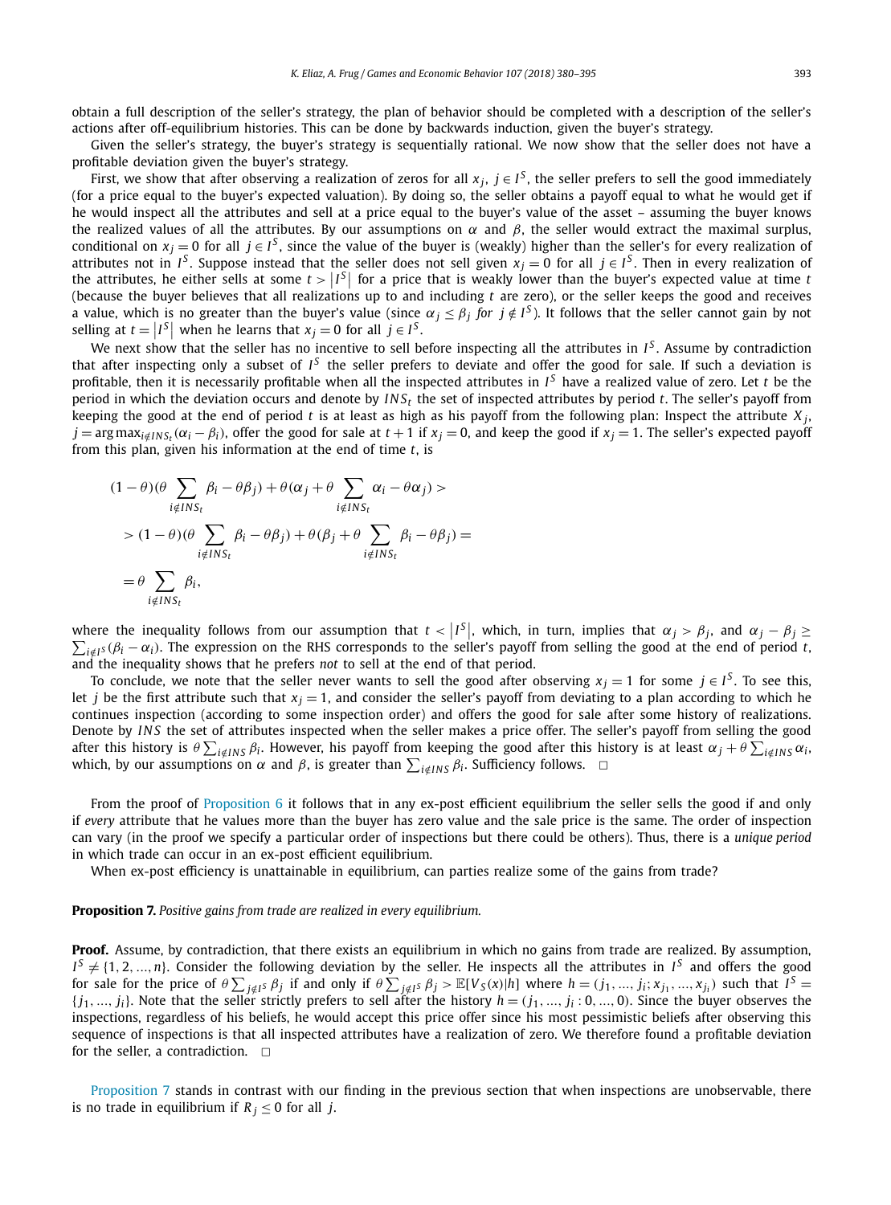obtain a full description of the seller's strategy, the plan of behavior should be completed with a description of the seller's actions after off-equilibrium histories. This can be done by backwards induction, given the buyer's strategy.

Given the seller's strategy, the buyer's strategy is sequentially rational. We now show that the seller does not have a profitable deviation given the buyer's strategy.

First, we show that after observing a realization of zeros for all $x_j$, $j \in I^S$, the seller prefers to sell the good immediately (for a price equal to the buyer's expected valuation). By doing so, the seller obtains a payoff equal to what he would get if he would inspect all the attributes and sell at a price equal to the buyer's value of the asset – assuming the buyer knows the realized values of all the attributes. By our assumptions on $\alpha$ and $\beta$, the seller would extract the maximal surplus, conditional on $x_j = 0$ for all $j \in I^S$, since the value of the buyer is (weakly) higher than the seller's for every realization of attributes not in $I^S$. Suppose instead that the seller does not sell given $x_j = 0$ for all $j \in I^S$. Then in every realization of the attributes, he either sells at some $t > |I^S|$ for a price that is weakly lower than the buyer's expected value at time $t$ (because the buyer believes that all realizations up to and including $t$ are zero), or the seller keeps the good and receives a value, which is no greater than the buyer's value (since $\alpha_j \leq \beta_j$ *for* $j \notin I^S$). It follows that the seller cannot gain by not selling at $t = |I^S|$ when he learns that $x_j = 0$ for all $j \in I^S$.

We next show that the seller has no incentive to sell before inspecting all the attributes in $I^S$. Assume by contradiction that after inspecting only a subset of $I^S$ the seller prefers to deviate and offer the good for sale. If such a deviation is profitable, then it is necessarily profitable when all the inspected attributes in $I^S$ have a realized value of zero. Let $t$ be the period in which the deviation occurs and denote by $INS_t$ the set of inspected attributes by period $t$. The seller's payoff from keeping the good at the end of period $t$ is at least as high as his payoff from the following plan: Inspect the attribute $X_j$, $j = \arg\max_{i \notin INS_t}(\alpha_i - \beta_i)$, offer the good for sale at $t+1$ if $x_j = 0$, and keep the good if $x_j = 1$. The seller's expected payoff from this plan, given his information at the end of time $t$, is

$$
\begin{aligned}
&(1-\theta)(\theta \sum_{i \notin INS_t} \beta_i - \theta\beta_j) + \theta(\alpha_j + \theta \sum_{i \notin INS_t} \alpha_i - \theta\alpha_j) > \\
&> (1-\theta)(\theta \sum_{i \notin INS_t} \beta_i - \theta\beta_j) + \theta(\beta_j + \theta \sum_{i \notin INS_t} \beta_i - \theta\beta_j) = \\
&= \theta \sum_{i \notin INS_t} \beta_i,
\end{aligned}
$$

where the inequality follows from our assumption that $t < |I^S|$, which, in turn, implies that $\alpha_j > \beta_j$, and $\alpha_j - \beta_j \geq \sum_{i \notin I^S}(\beta_i - \alpha_i)$. The expression on the RHS corresponds to the seller's payoff from selling the good at the end of period $t$, and the inequality shows that he prefers *not* to sell at the end of that period.

To conclude, we note that the seller never wants to sell the good after observing $x_j = 1$ for some $j \in I^S$. To see this, let $j$ be the first attribute such that $x_j = 1$, and consider the seller's payoff from deviating to a plan according to which he continues inspection (according to some inspection order) and offers the good for sale after some history of realizations. Denote by $INS$ the set of attributes inspected when the seller makes a price offer. The seller's payoff from selling the good after this history is $\theta \sum_{i \notin INS} \beta_i$. However, his payoff from keeping the good after this history is at least $\alpha_j + \theta \sum_{i \notin INS} \alpha_i$, which, by our assumptions on $\alpha$ and $\beta$, is greater than $\sum_{i \notin INS} \beta_i$. Sufficiency follows. □

From the proof of Proposition 6 it follows that in any ex-post efficient equilibrium the seller sells the good if and only if *every* attribute that he values more than the buyer has zero value and the sale price is the same. The order of inspection can vary (in the proof we specify a particular order of inspections but there could be others). Thus, there is a *unique period* in which trade can occur in an ex-post efficient equilibrium.

When ex-post efficiency is unattainable in equilibrium, can parties realize some of the gains from trade?

**Proposition 7.** *Positive gains from trade are realized in every equilibrium.*

**Proof.** Assume, by contradiction, that there exists an equilibrium in which no gains from trade are realized. By assumption, $I^S \neq \{1, 2, ..., n\}$. Consider the following deviation by the seller. He inspects all the attributes in $I^S$ and offers the good for sale for the price of $\theta \sum_{j \notin I^S} \beta_j$ if and only if $\theta \sum_{j \notin I^S} \beta_j > \mathbb{E}[V_S(x)|h]$ where $h = (j_1, ..., j_i; x_{j_1}, ..., x_{j_i})$ such that $I^S = \{j_1, ..., j_i\}$. Note that the seller strictly prefers to sell after the history $h = (j_1, ..., j_i : 0, ..., 0)$. Since the buyer observes the inspections, regardless of his beliefs, he would accept this price offer since his most pessimistic beliefs after observing this sequence of inspections is that all inspected attributes have a realization of zero. We therefore found a profitable deviation for the seller, a contradiction. □

Proposition 7 stands in contrast with our finding in the previous section that when inspections are unobservable, there is no trade in equilibrium if $R_j \leq 0$ for all $j$.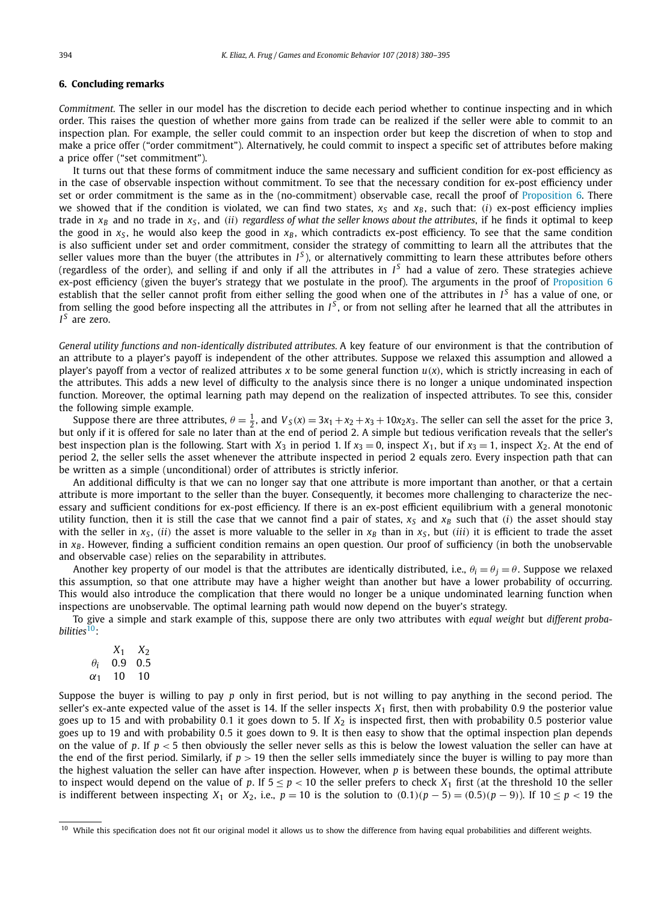## 6. Concluding remarks

*Commitment.* The seller in our model has the discretion to decide each period whether to continue inspecting and in which order. This raises the question of whether more gains from trade can be realized if the seller were able to commit to an inspection plan. For example, the seller could commit to an inspection order but keep the discretion of when to stop and make a price offer ("order commitment"). Alternatively, he could commit to inspect a specific set of attributes before making a price offer ("set commitment").

It turns out that these forms of commitment induce the same necessary and sufficient condition for ex-post efficiency as in the case of observable inspection without commitment. To see that the necessary condition for ex-post efficiency under set or order commitment is the same as in the (no-commitment) observable case, recall the proof of Proposition 6. There we showed that if the condition is violated, we can find two states, $x_S$ and $x_B$, such that: (*i*) ex-post efficiency implies trade in $x_B$ and no trade in $x_S$, and (*ii*) *regardless of what the seller knows about the attributes*, if he finds it optimal to keep the good in $x_S$, he would also keep the good in $x_B$, which contradicts ex-post efficiency. To see that the same condition is also sufficient under set and order commitment, consider the strategy of committing to learn all the attributes that the seller values more than the buyer (the attributes in $I^S$), or alternatively committing to learn these attributes before others (regardless of the order), and selling if and only if all the attributes in $I^S$ had a value of zero. These strategies achieve ex-post efficiency (given the buyer's strategy that we postulate in the proof). The arguments in the proof of Proposition 6 establish that the seller cannot profit from either selling the good when one of the attributes in $I^S$ has a value of one, or from selling the good before inspecting all the attributes in $I^S$, or from not selling after he learned that all the attributes in $I^S$ are zero.

*General utility functions and non-identically distributed attributes.* A key feature of our environment is that the contribution of an attribute to a player's payoff is independent of the other attributes. Suppose we relaxed this assumption and allowed a player's payoff from a vector of realized attributes $x$ to be some general function $u(x)$, which is strictly increasing in each of the attributes. This adds a new level of difficulty to the analysis since there is no longer a unique undominated inspection function. Moreover, the optimal learning path may depend on the realization of inspected attributes. To see this, consider the following simple example.

Suppose there are three attributes, $\theta = \frac{1}{2}$, and $V_S(x) = 3x_1 + x_2 + x_3 + 10x_2x_3$. The seller can sell the asset for the price 3, but only if it is offered for sale no later than at the end of period 2. A simple but tedious verification reveals that the seller's best inspection plan is the following. Start with $X_3$ in period 1. If $x_3 = 0$, inspect $X_1$, but if $x_3 = 1$, inspect $X_2$. At the end of period 2, the seller sells the asset whenever the attribute inspected in period 2 equals zero. Every inspection path that can be written as a simple (unconditional) order of attributes is strictly inferior.

An additional difficulty is that we can no longer say that one attribute is more important than another, or that a certain attribute is more important to the seller than the buyer. Consequently, it becomes more challenging to characterize the necessary and sufficient conditions for ex-post efficiency. If there is an ex-post efficient equilibrium with a general monotonic utility function, then it is still the case that we cannot find a pair of states, $x_S$ and $x_B$ such that (*i*) the asset should stay with the seller in $x_S$, (*ii*) the asset is more valuable to the seller in $x_B$ than in $x_S$, but (*iii*) it is efficient to trade the asset in $x_B$. However, finding a sufficient condition remains an open question. Our proof of sufficiency (in both the unobservable and observable case) relies on the separability in attributes.

Another key property of our model is that the attributes are identically distributed, i.e., $\theta_i = \theta_j = \theta$. Suppose we relaxed this assumption, so that one attribute may have a higher weight than another but have a lower probability of occurring. This would also introduce the complication that there would no longer be a unique undominated learning function when inspections are unobservable. The optimal learning path would now depend on the buyer's strategy.

To give a simple and stark example of this, suppose there are only two attributes with *equal weight* but *different probabilities*[10]:

| | $X_1$ | $X_2$ |
|---|---|---|
| $\theta_i$ | 0.9 | 0.5 |
| $\alpha_1$ | 10 | 10 |

Suppose the buyer is willing to pay $p$ only in first period, but is not willing to pay anything in the second period. The seller's ex-ante expected value of the asset is 14. If the seller inspects $X_1$ first, then with probability 0.9 the posterior value goes up to 15 and with probability 0.1 it goes down to 5. If $X_2$ is inspected first, then with probability 0.5 posterior value goes up to 19 and with probability 0.5 it goes down to 9. It is then easy to show that the optimal inspection plan depends on the value of $p$. If $p < 5$ then obviously the seller never sells as this is below the lowest valuation the seller can have at the end of the first period. Similarly, if $p > 19$ then the seller sells immediately since the buyer is willing to pay more than the highest valuation the seller can have after inspection. However, when $p$ is between these bounds, the optimal attribute to inspect would depend on the value of $p$. If $5 \leq p < 10$ the seller prefers to check $X_1$ first (at the threshold 10 the seller is indifferent between inspecting $X_1$ or $X_2$, i.e., $p = 10$ is the solution to $(0.1)(p - 5) = (0.5)(p - 9)$). If $10 \leq p < 19$ the

[10] While this specification does not fit our original model it allows us to show the difference from having equal probabilities and different weights.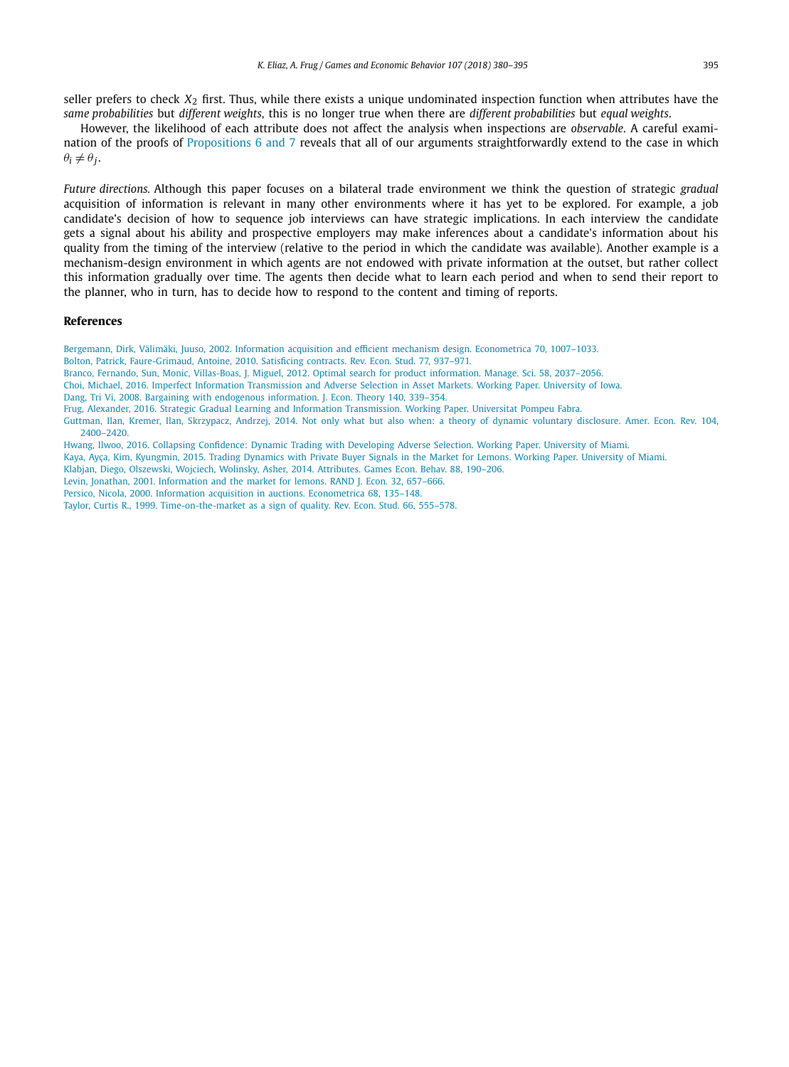seller prefers to check $X_2$ first. Thus, while there exists a unique undominated inspection function when attributes have the *same probabilities* but *different weights*, this is no longer true when there are *different probabilities* but *equal weights*.

However, the likelihood of each attribute does not affect the analysis when inspections are *observable*. A careful examination of the proofs of Propositions 6 and 7 reveals that all of our arguments straightforwardly extend to the case in which $\theta_i \neq \theta_j$.

*Future directions.* Although this paper focuses on a bilateral trade environment we think the question of strategic *gradual* acquisition of information is relevant in many other environments where it has yet to be explored. For example, a job candidate's decision of how to sequence job interviews can have strategic implications. In each interview the candidate gets a signal about his ability and prospective employers may make inferences about a candidate's information about his quality from the timing of the interview (relative to the period in which the candidate was available). Another example is a mechanism-design environment in which agents are not endowed with private information at the outset, but rather collect this information gradually over time. The agents then decide what to learn each period and when to send their report to the planner, who in turn, has to decide how to respond to the content and timing of reports.

## References

Bergemann, Dirk, Välimäki, Juuso, 2002. Information acquisition and efficient mechanism design. Econometrica 70, 1007–1033.

Bolton, Patrick, Faure-Grimaud, Antoine, 2010. Satisficing contracts. Rev. Econ. Stud. 77, 937–971.

Branco, Fernando, Sun, Monic, Villas-Boas, J. Miguel, 2012. Optimal search for product information. Manage. Sci. 58, 2037–2056.

Choi, Michael, 2016. Imperfect Information Transmission and Adverse Selection in Asset Markets. Working Paper. University of Iowa.

Dang, Tri Vi, 2008. Bargaining with endogenous information. J. Econ. Theory 140, 339–354.

Frug, Alexander, 2016. Strategic Gradual Learning and Information Transmission. Working Paper. Universitat Pompeu Fabra.

Guttman, Ilan, Kremer, Ilan, Skrzypacz, Andrzej, 2014. Not only what but also when: a theory of dynamic voluntary disclosure. Amer. Econ. Rev. 104, 2400–2420.

Hwang, Ilwoo, 2016. Collapsing Confidence: Dynamic Trading with Developing Adverse Selection. Working Paper. University of Miami.

Kaya, Ayça, Kim, Kyungmin, 2015. Trading Dynamics with Private Buyer Signals in the Market for Lemons. Working Paper. University of Miami.

Klabjan, Diego, Olszewski, Wojciech, Wolinsky, Asher, 2014. Attributes. Games Econ. Behav. 88, 190–206.

Levin, Jonathan, 2001. Information and the market for lemons. RAND J. Econ. 32, 657–666.

Persico, Nicola, 2000. Information acquisition in auctions. Econometrica 68, 135–148.

Taylor, Curtis R., 1999. Time-on-the-market as a sign of quality. Rev. Econ. Stud. 66, 555–578.